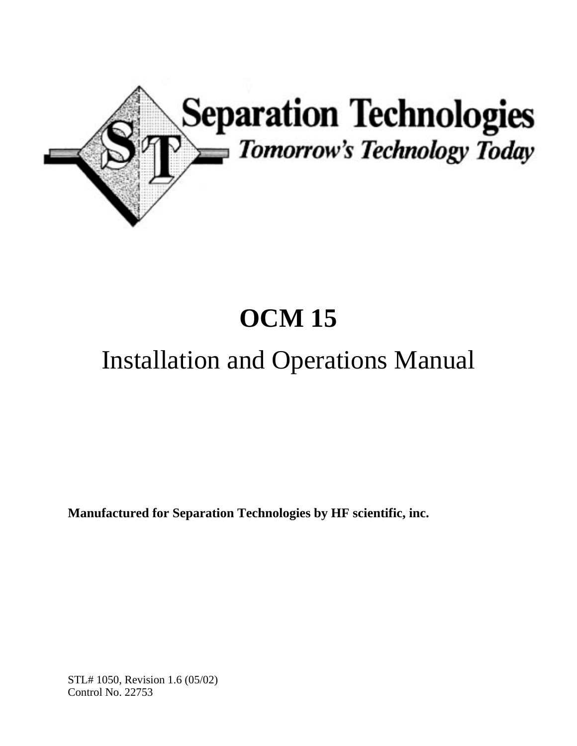Separation Technologies

*Tomorrow's Technology Today*

# OCM 15

## Installation and Operations Manual

**Manufactured for Separation Technologies by HF scientific, inc.**

STL# 1050, Revision 1.6 (05/02)
Control No. 22753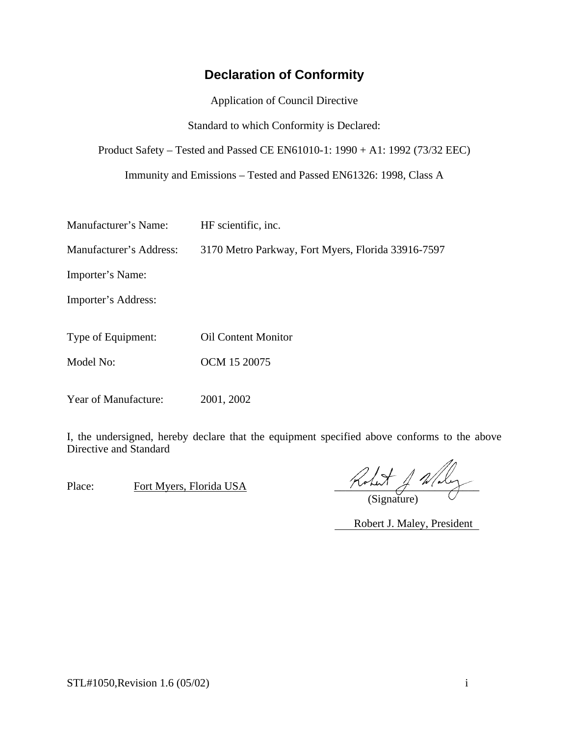# Declaration of Conformity

Application of Council Directive

Standard to which Conformity is Declared:

Product Safety – Tested and Passed CE EN61010-1: 1990 + A1: 1992 (73/32 EEC)

Immunity and Emissions – Tested and Passed EN61326: 1998, Class A

Manufacturer's Name: HF scientific, inc.

Manufacturer's Address: 3170 Metro Parkway, Fort Myers, Florida 33916-7597

Importer's Name:

Importer's Address:

Type of Equipment: Oil Content Monitor

Model No: OCM 15 20075

Year of Manufacture: 2001, 2002

I, the undersigned, hereby declare that the equipment specified above conforms to the above Directive and Standard

Place: Fort Myers, Florida USA

(Signature)

Robert J. Maley, President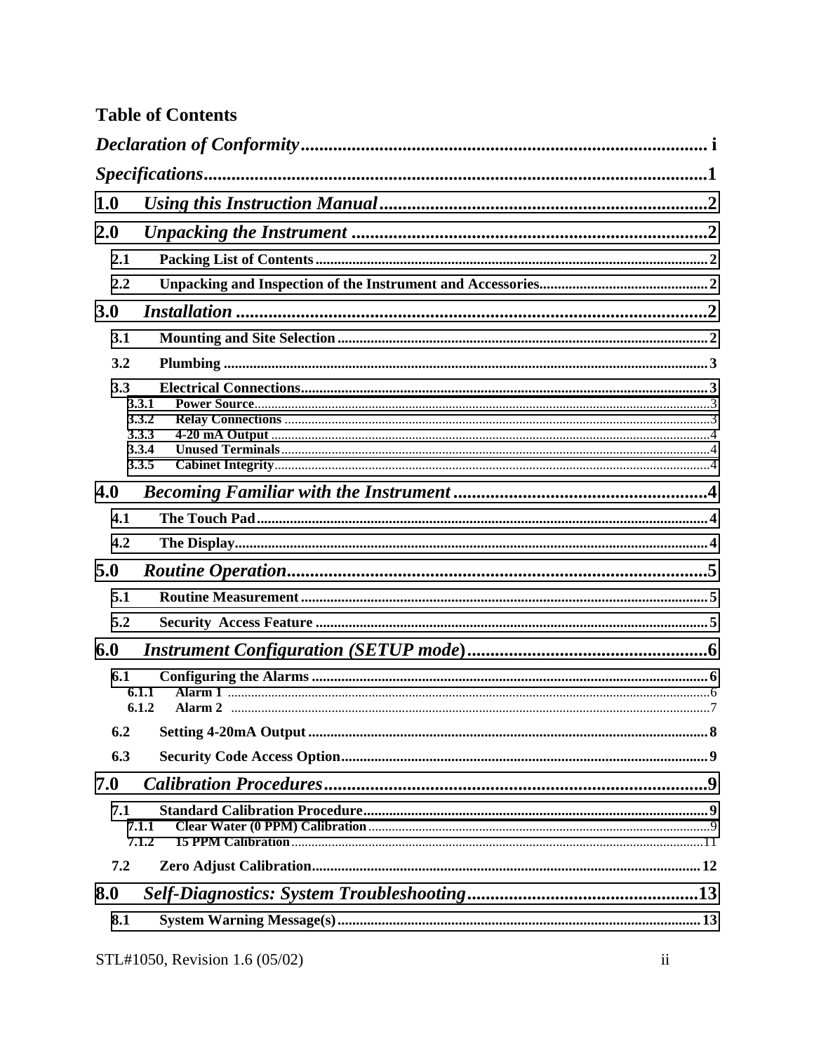# Table of Contents

*Declaration of Conformity* ........................................................................................ i

*Specifications* ............................................................................................................1

**1.0 *Using this Instruction Manual*** ........................................................................2

**2.0 *Unpacking the Instrument*** ..............................................................................2

- **2.1 Packing List of Contents** ............................................................................................................2
- **2.2 Unpacking and Inspection of the Instrument and Accessories** .............................................2

**3.0 *Installation*** ........................................................................................................2

- **3.1 Mounting and Site Selection** .......................................................................................................2
- **3.2 Plumbing** ......................................................................................................................................3
- **3.3 Electrical Connections** ................................................................................................................3
  - **3.3.1 Power Source** ....................................................................................................................3
  - **3.3.2 Relay Connections** ............................................................................................................3
  - **3.3.3 4-20 mA Output** ................................................................................................................4
  - **3.3.4 Unused Terminals** .............................................................................................................4
  - **3.3.5 Cabinet Integrity** ...............................................................................................................4

**4.0 *Becoming Familiar with the Instrument*** .......................................................4

- **4.1 The Touch Pad** ............................................................................................................................4
- **4.2 The Display** ..................................................................................................................................4

**5.0 *Routine Operation*** ............................................................................................5

- **5.1 Routine Measurement** .................................................................................................................5
- **5.2 Security Access Feature** .............................................................................................................5

**6.0 *Instrument Configuration (SETUP mode)*** .....................................................6

- **6.1 Configuring the Alarms** ..............................................................................................................6
  - **6.1.1 Alarm 1** ...............................................................................................................................6
  - **6.1.2 Alarm 2** ...............................................................................................................................7
- **6.2 Setting 4-20mA Output** ...............................................................................................................8
- **6.3 Security Code Access Option** .....................................................................................................9

**7.0 *Calibration Procedures*** .....................................................................................9

- **7.1 Standard Calibration Procedure** .................................................................................................9
  - **7.1.1 Clear Water (0 PPM) Calibration** .....................................................................................9
  - **7.1.2 15 PPM Calibration** ...........................................................................................................11
- **7.2 Zero Adjust Calibration** ..............................................................................................................12

**8.0 *Self-Diagnostics: System Troubleshooting*** ...................................................13

- **8.1 System Warning Message(s)** .......................................................................................................13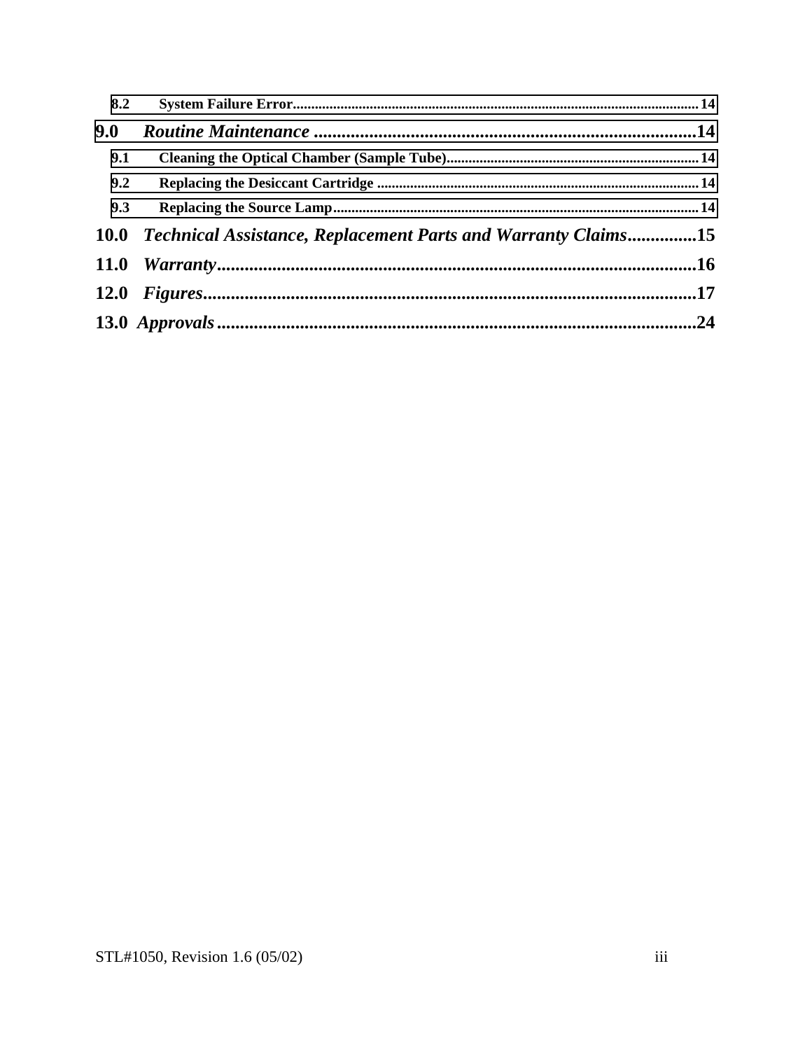8.2 System Failure Error........................................................................................................14

**9.0 *Routine Maintenance* ....................................................................................14**

9.1 Cleaning the Optical Chamber (Sample Tube).....................................................................14

9.2 Replacing the Desiccant Cartridge .........................................................................................14

9.3 Replacing the Source Lamp....................................................................................................14

**10.0 *Technical Assistance, Replacement Parts and Warranty Claims*..............15**

**11.0 *Warranty*.........................................................................................................16**

**12.0 *Figures*............................................................................................................17**

**13.0 *Approvals*........................................................................................................24**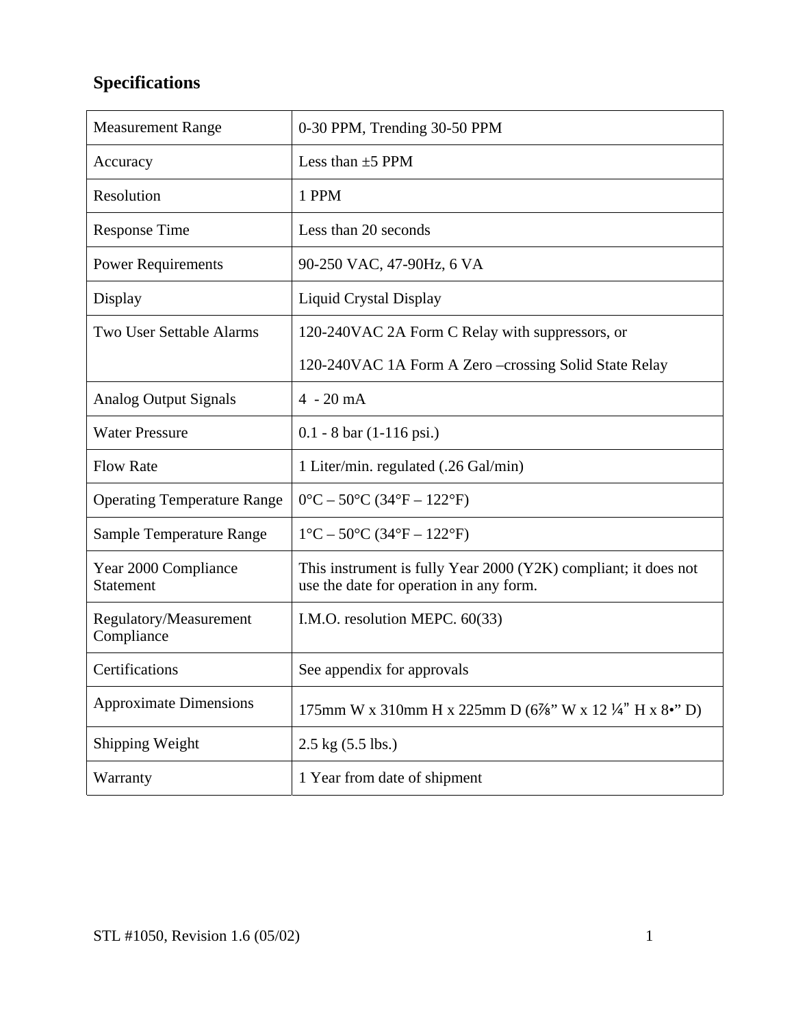## Specifications

| | |
|---|---|
| Measurement Range | 0-30 PPM, Trending 30-50 PPM |
| Accuracy | Less than ±5 PPM |
| Resolution | 1 PPM |
| Response Time | Less than 20 seconds |
| Power Requirements | 90-250 VAC, 47-90Hz, 6 VA |
| Display | Liquid Crystal Display |
| Two User Settable Alarms | 120-240VAC 2A Form C Relay with suppressors, or<br><br>120-240VAC 1A Form A Zero –crossing Solid State Relay |
| Analog Output Signals | 4 - 20 mA |
| Water Pressure | 0.1 - 8 bar (1-116 psi.) |
| Flow Rate | 1 Liter/min. regulated (.26 Gal/min) |
| Operating Temperature Range | 0°C – 50°C (34°F – 122°F) |
| Sample Temperature Range | 1°C – 50°C (34°F – 122°F) |
| Year 2000 Compliance Statement | This instrument is fully Year 2000 (Y2K) compliant; it does not use the date for operation in any form. |
| Regulatory/Measurement Compliance | I.M.O. resolution MEPC. 60(33) |
| Certifications | See appendix for approvals |
| Approximate Dimensions | 175mm W x 310mm H x 225mm D (6⅞" W x 12 ¼" H x 8•" D) |
| Shipping Weight | 2.5 kg (5.5 lbs.) |
| Warranty | 1 Year from date of shipment |

STL #1050, Revision 1.6 (05/02)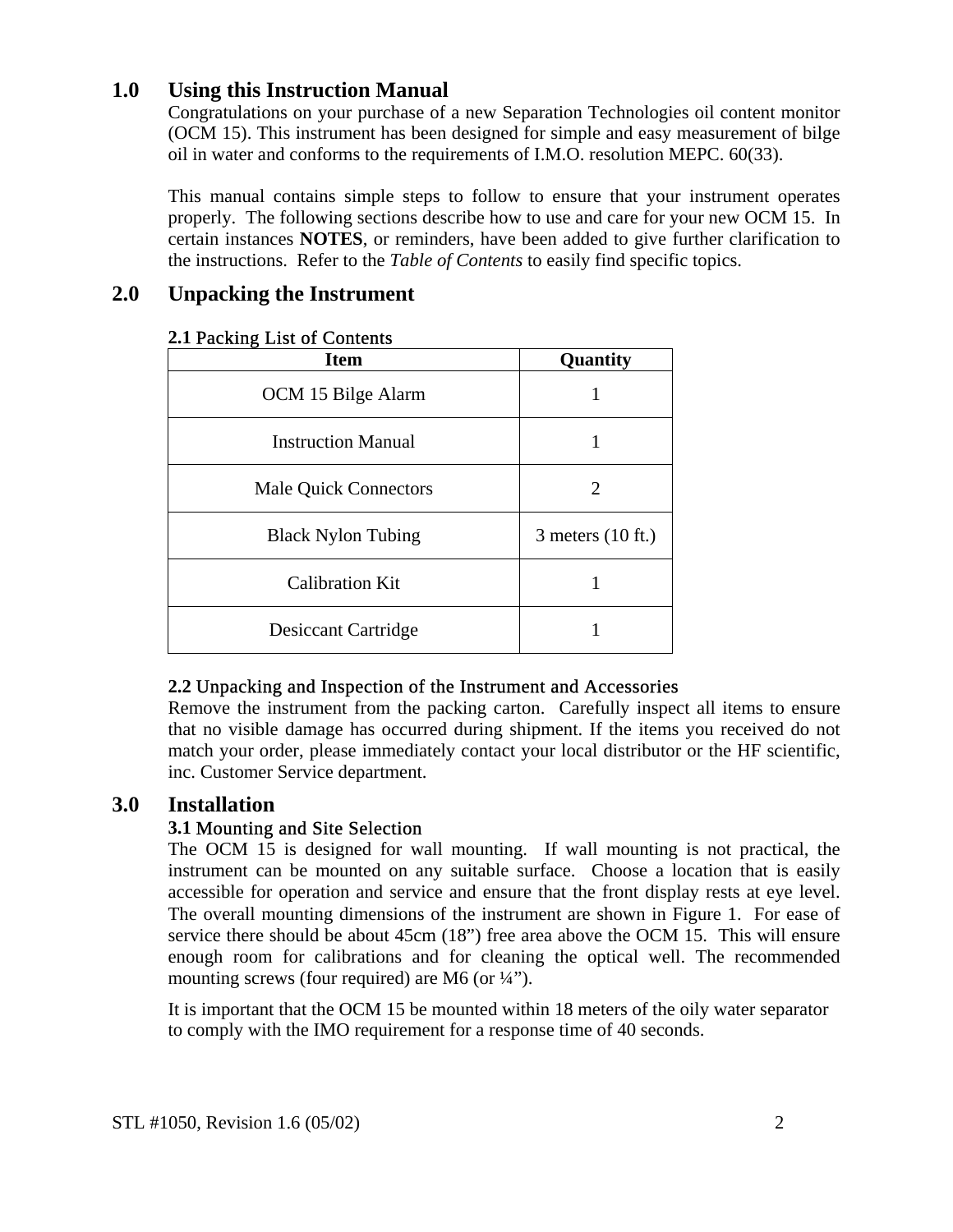## 1.0 Using this Instruction Manual

Congratulations on your purchase of a new Separation Technologies oil content monitor (OCM 15). This instrument has been designed for simple and easy measurement of bilge oil in water and conforms to the requirements of I.M.O. resolution MEPC. 60(33).

This manual contains simple steps to follow to ensure that your instrument operates properly. The following sections describe how to use and care for your new OCM 15. In certain instances **NOTES**, or reminders, have been added to give further clarification to the instructions. Refer to the *Table of Contents* to easily find specific topics.

## 2.0 Unpacking the Instrument

### 2.1 Packing List of Contents

| Item | Quantity |
|---|---|
| OCM 15 Bilge Alarm | 1 |
| Instruction Manual | 1 |
| Male Quick Connectors | 2 |
| Black Nylon Tubing | 3 meters (10 ft.) |
| Calibration Kit | 1 |
| Desiccant Cartridge | 1 |

### 2.2 Unpacking and Inspection of the Instrument and Accessories

Remove the instrument from the packing carton. Carefully inspect all items to ensure that no visible damage has occurred during shipment. If the items you received do not match your order, please immediately contact your local distributor or the HF scientific, inc. Customer Service department.

## 3.0 Installation

### 3.1 Mounting and Site Selection

The OCM 15 is designed for wall mounting. If wall mounting is not practical, the instrument can be mounted on any suitable surface. Choose a location that is easily accessible for operation and service and ensure that the front display rests at eye level. The overall mounting dimensions of the instrument are shown in Figure 1. For ease of service there should be about 45cm (18”) free area above the OCM 15. This will ensure enough room for calibrations and for cleaning the optical well. The recommended mounting screws (four required) are M6 (or ¼”).

It is important that the OCM 15 be mounted within 18 meters of the oily water separator to comply with the IMO requirement for a response time of 40 seconds.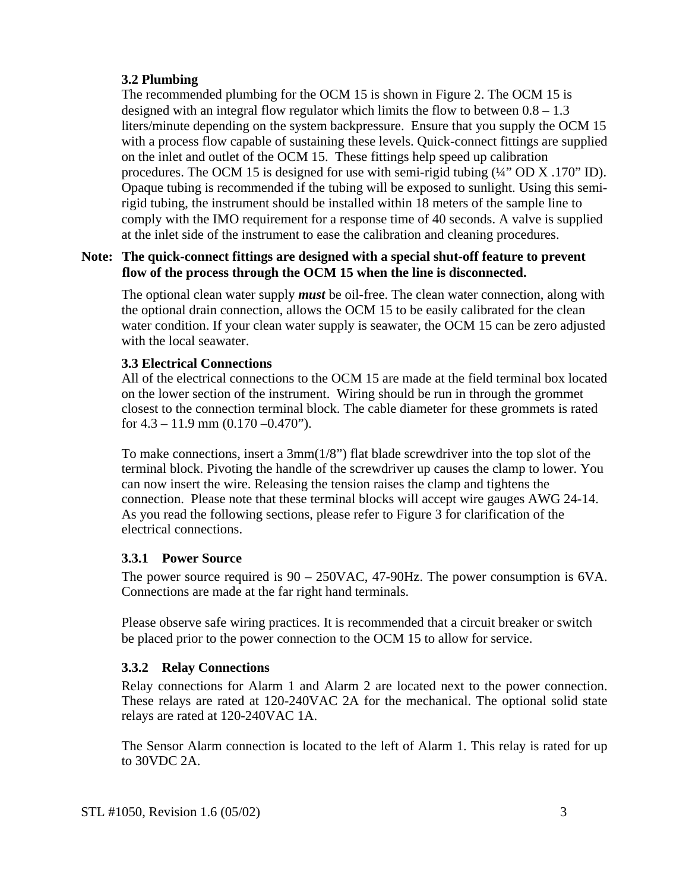### 3.2 Plumbing

The recommended plumbing for the OCM 15 is shown in Figure 2. The OCM 15 is designed with an integral flow regulator which limits the flow to between 0.8 – 1.3 liters/minute depending on the system backpressure. Ensure that you supply the OCM 15 with a process flow capable of sustaining these levels. Quick-connect fittings are supplied on the inlet and outlet of the OCM 15. These fittings help speed up calibration procedures. The OCM 15 is designed for use with semi-rigid tubing (¼" OD X .170" ID). Opaque tubing is recommended if the tubing will be exposed to sunlight. Using this semi-rigid tubing, the instrument should be installed within 18 meters of the sample line to comply with the IMO requirement for a response time of 40 seconds. A valve is supplied at the inlet side of the instrument to ease the calibration and cleaning procedures.

**Note: The quick-connect fittings are designed with a special shut-off feature to prevent flow of the process through the OCM 15 when the line is disconnected.**

The optional clean water supply ***must*** be oil-free. The clean water connection, along with the optional drain connection, allows the OCM 15 to be easily calibrated for the clean water condition. If your clean water supply is seawater, the OCM 15 can be zero adjusted with the local seawater.

### 3.3 Electrical Connections

All of the electrical connections to the OCM 15 are made at the field terminal box located on the lower section of the instrument. Wiring should be run in through the grommet closest to the connection terminal block. The cable diameter for these grommets is rated for 4.3 – 11.9 mm (0.170 –0.470").

To make connections, insert a 3mm(1/8") flat blade screwdriver into the top slot of the terminal block. Pivoting the handle of the screwdriver up causes the clamp to lower. You can now insert the wire. Releasing the tension raises the clamp and tightens the connection. Please note that these terminal blocks will accept wire gauges AWG 24-14. As you read the following sections, please refer to Figure 3 for clarification of the electrical connections.

#### 3.3.1 Power Source

The power source required is 90 – 250VAC, 47-90Hz. The power consumption is 6VA. Connections are made at the far right hand terminals.

Please observe safe wiring practices. It is recommended that a circuit breaker or switch be placed prior to the power connection to the OCM 15 to allow for service.

#### 3.3.2 Relay Connections

Relay connections for Alarm 1 and Alarm 2 are located next to the power connection. These relays are rated at 120-240VAC 2A for the mechanical. The optional solid state relays are rated at 120-240VAC 1A.

The Sensor Alarm connection is located to the left of Alarm 1. This relay is rated for up to 30VDC 2A.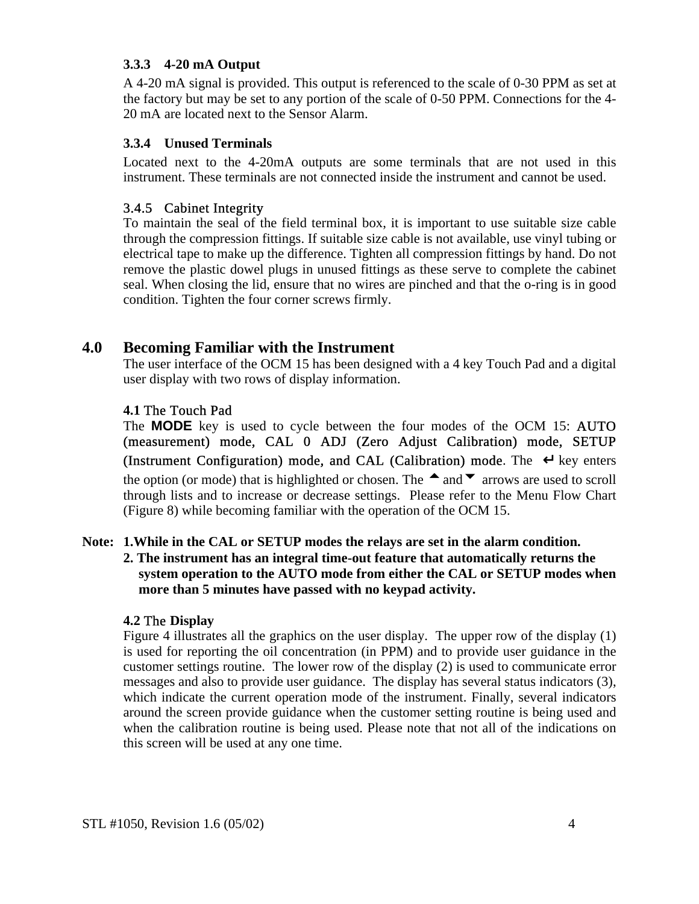### 3.3.3 4-20 mA Output

A 4-20 mA signal is provided. This output is referenced to the scale of 0-30 PPM as set at the factory but may be set to any portion of the scale of 0-50 PPM. Connections for the 4-20 mA are located next to the Sensor Alarm.

### 3.3.4 Unused Terminals

Located next to the 4-20mA outputs are some terminals that are not used in this instrument. These terminals are not connected inside the instrument and cannot be used.

### 3.4.5 Cabinet Integrity

To maintain the seal of the field terminal box, it is important to use suitable size cable through the compression fittings. If suitable size cable is not available, use vinyl tubing or electrical tape to make up the difference. Tighten all compression fittings by hand. Do not remove the plastic dowel plugs in unused fittings as these serve to complete the cabinet seal. When closing the lid, ensure that no wires are pinched and that the o-ring is in good condition. Tighten the four corner screws firmly.

## 4.0 Becoming Familiar with the Instrument

The user interface of the OCM 15 has been designed with a 4 key Touch Pad and a digital user display with two rows of display information.

### 4.1 The Touch Pad

The **MODE** key is used to cycle between the four modes of the OCM 15: AUTO (measurement) mode, CAL 0 ADJ (Zero Adjust Calibration) mode, SETUP (Instrument Configuration) mode, and CAL (Calibration) mode. The ↵ key enters the option (or mode) that is highlighted or chosen. The ▲ and ▼ arrows are used to scroll through lists and to increase or decrease settings. Please refer to the Menu Flow Chart (Figure 8) while becoming familiar with the operation of the OCM 15.

**Note: 1.While in the CAL or SETUP modes the relays are set in the alarm condition.**
**2. The instrument has an integral time-out feature that automatically returns the system operation to the AUTO mode from either the CAL or SETUP modes when more than 5 minutes have passed with no keypad activity.**

### 4.2 The Display

Figure 4 illustrates all the graphics on the user display. The upper row of the display (1) is used for reporting the oil concentration (in PPM) and to provide user guidance in the customer settings routine. The lower row of the display (2) is used to communicate error messages and also to provide user guidance. The display has several status indicators (3), which indicate the current operation mode of the instrument. Finally, several indicators around the screen provide guidance when the customer setting routine is being used and when the calibration routine is being used. Please note that not all of the indications on this screen will be used at any one time.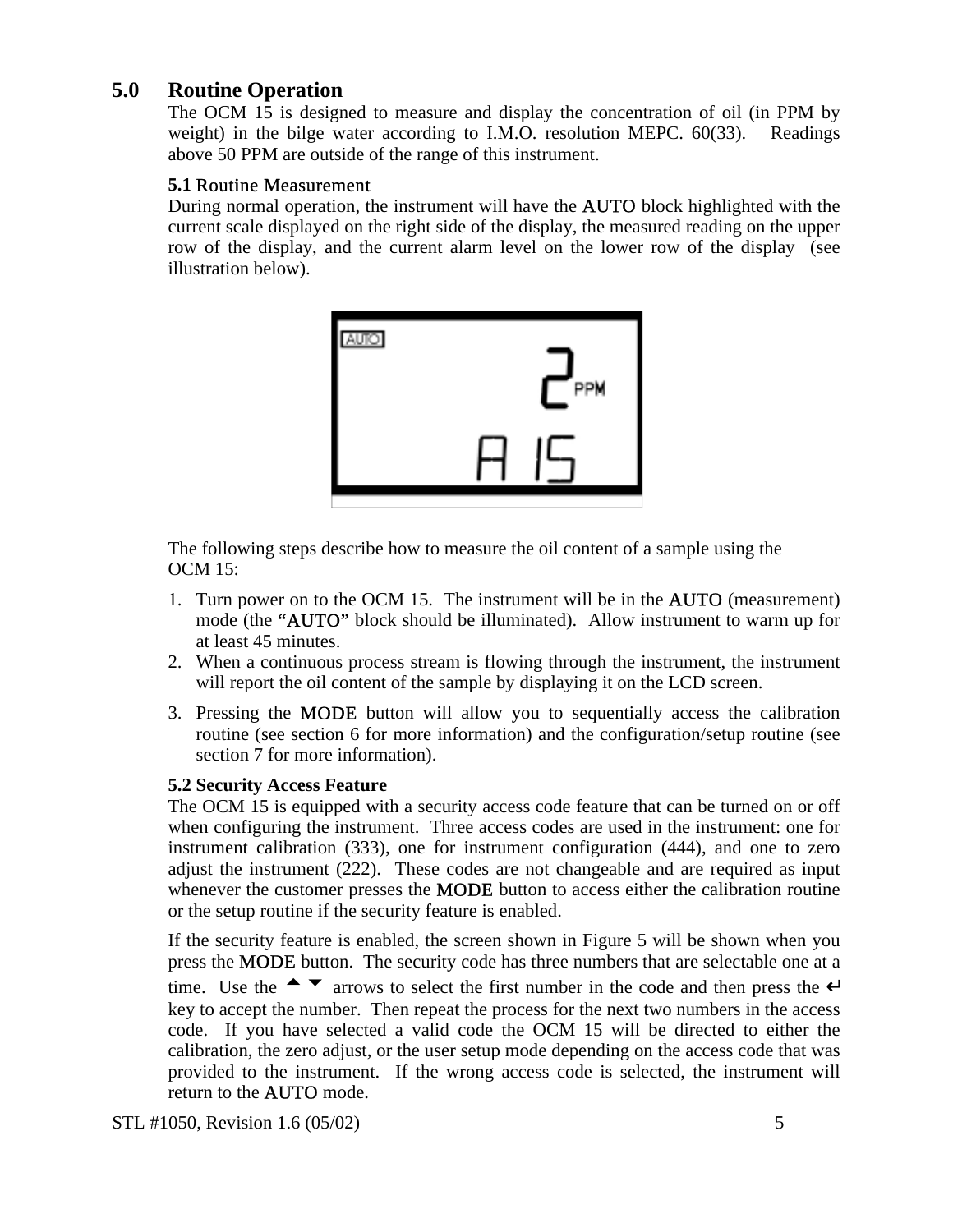## 5.0 Routine Operation

The OCM 15 is designed to measure and display the concentration of oil (in PPM by weight) in the bilge water according to I.M.O. resolution MEPC. 60(33). Readings above 50 PPM are outside of the range of this instrument.

### 5.1 Routine Measurement

During normal operation, the instrument will have the AUTO block highlighted with the current scale displayed on the right side of the display, the measured reading on the upper row of the display, and the current alarm level on the lower row of the display (see illustration below).

The following steps describe how to measure the oil content of a sample using the OCM 15:

1. Turn power on to the OCM 15. The instrument will be in the AUTO (measurement) mode (the "AUTO" block should be illuminated). Allow instrument to warm up for at least 45 minutes.
2. When a continuous process stream is flowing through the instrument, the instrument will report the oil content of the sample by displaying it on the LCD screen.
3. Pressing the MODE button will allow you to sequentially access the calibration routine (see section 6 for more information) and the configuration/setup routine (see section 7 for more information).

### 5.2 Security Access Feature

The OCM 15 is equipped with a security access code feature that can be turned on or off when configuring the instrument. Three access codes are used in the instrument: one for instrument calibration (333), one for instrument configuration (444), and one to zero adjust the instrument (222). These codes are not changeable and are required as input whenever the customer presses the MODE button to access either the calibration routine or the setup routine if the security feature is enabled.

If the security feature is enabled, the screen shown in Figure 5 will be shown when you press the MODE button. The security code has three numbers that are selectable one at a time. Use the ▲▼ arrows to select the first number in the code and then press the ↵ key to accept the number. Then repeat the process for the next two numbers in the access code. If you have selected a valid code the OCM 15 will be directed to either the calibration, the zero adjust, or the user setup mode depending on the access code that was provided to the instrument. If the wrong access code is selected, the instrument will return to the AUTO mode.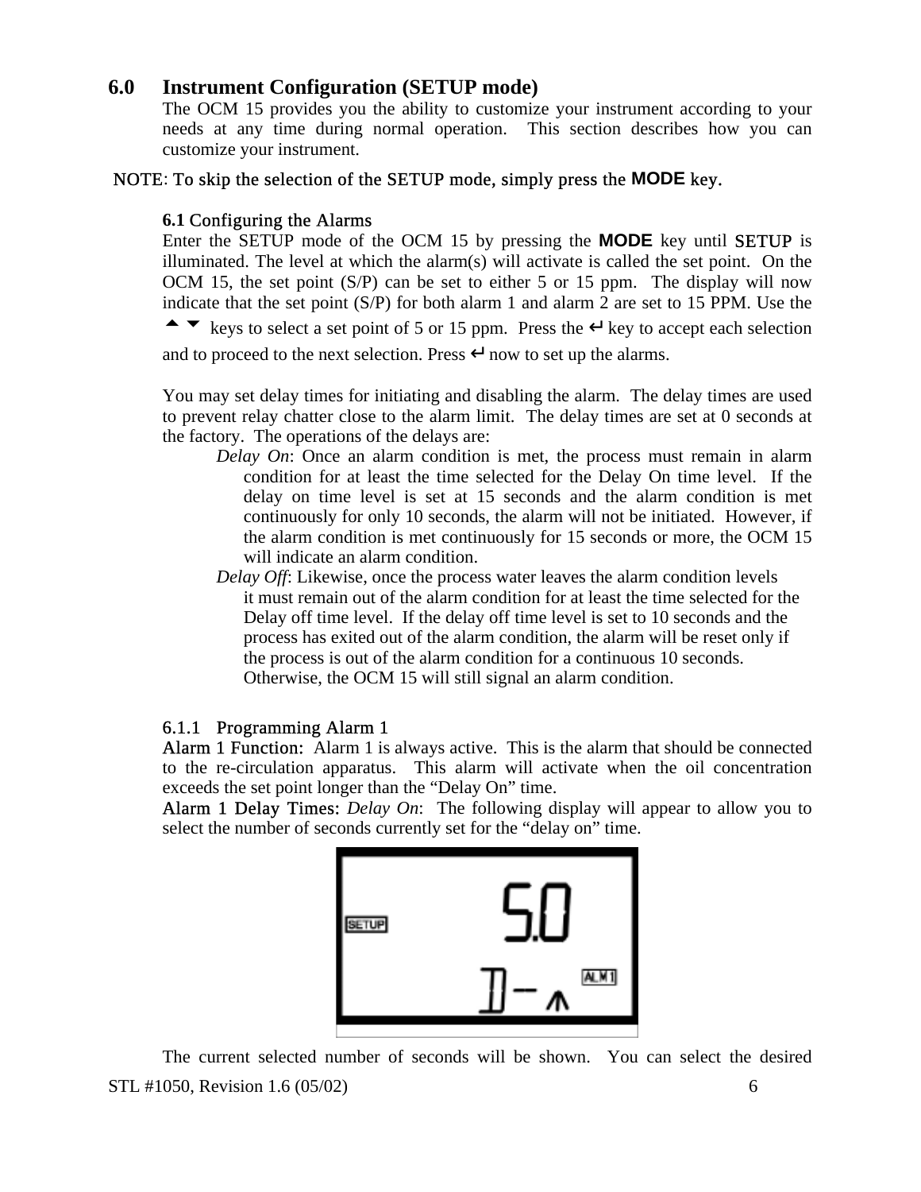## 6.0 Instrument Configuration (SETUP mode)

The OCM 15 provides you the ability to customize your instrument according to your needs at any time during normal operation. This section describes how you can customize your instrument.

NOTE: To skip the selection of the SETUP mode, simply press the **MODE** key.

### 6.1 Configuring the Alarms

Enter the SETUP mode of the OCM 15 by pressing the **MODE** key until SETUP is illuminated. The level at which the alarm(s) will activate is called the set point. On the OCM 15, the set point (S/P) can be set to either 5 or 15 ppm. The display will now indicate that the set point (S/P) for both alarm 1 and alarm 2 are set to 15 PPM. Use the ▲▼ keys to select a set point of 5 or 15 ppm. Press the ↵ key to accept each selection and to proceed to the next selection. Press ↵ now to set up the alarms.

You may set delay times for initiating and disabling the alarm. The delay times are used to prevent relay chatter close to the alarm limit. The delay times are set at 0 seconds at the factory. The operations of the delays are:

*Delay On*: Once an alarm condition is met, the process must remain in alarm condition for at least the time selected for the Delay On time level. If the delay on time level is set at 15 seconds and the alarm condition is met continuously for only 10 seconds, the alarm will not be initiated. However, if the alarm condition is met continuously for 15 seconds or more, the OCM 15 will indicate an alarm condition.

*Delay Off*: Likewise, once the process water leaves the alarm condition levels it must remain out of the alarm condition for at least the time selected for the Delay off time level. If the delay off time level is set to 10 seconds and the process has exited out of the alarm condition, the alarm will be reset only if the process is out of the alarm condition for a continuous 10 seconds. Otherwise, the OCM 15 will still signal an alarm condition.

#### 6.1.1 Programming Alarm 1

Alarm 1 Function: Alarm 1 is always active. This is the alarm that should be connected to the re-circulation apparatus. This alarm will activate when the oil concentration exceeds the set point longer than the "Delay On" time.

Alarm 1 Delay Times: *Delay On*: The following display will appear to allow you to select the number of seconds currently set for the "delay on" time.

The current selected number of seconds will be shown. You can select the desired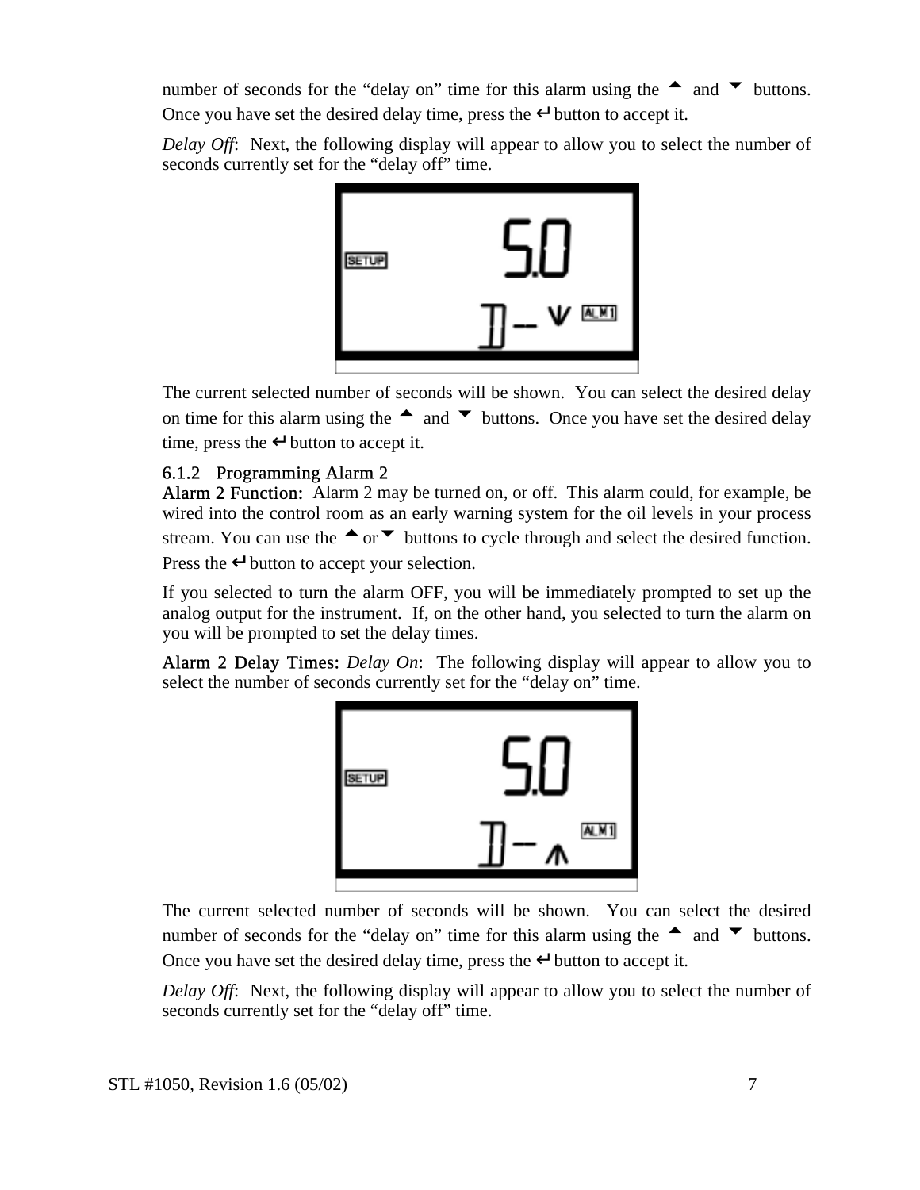number of seconds for the "delay on" time for this alarm using the ▲ and ▼ buttons. Once you have set the desired delay time, press the ↵ button to accept it.

*Delay Off*: Next, the following display will appear to allow you to select the number of seconds currently set for the "delay off" time.

The current selected number of seconds will be shown. You can select the desired delay on time for this alarm using the ▲ and ▼ buttons. Once you have set the desired delay time, press the ↵ button to accept it.

### 6.1.2 Programming Alarm 2

**Alarm 2 Function:** Alarm 2 may be turned on, or off. This alarm could, for example, be wired into the control room as an early warning system for the oil levels in your process stream. You can use the ▲ or ▼ buttons to cycle through and select the desired function. Press the ↵ button to accept your selection.

If you selected to turn the alarm OFF, you will be immediately prompted to set up the analog output for the instrument. If, on the other hand, you selected to turn the alarm on you will be prompted to set the delay times.

**Alarm 2 Delay Times:** *Delay On*: The following display will appear to allow you to select the number of seconds currently set for the "delay on" time.

The current selected number of seconds will be shown. You can select the desired number of seconds for the "delay on" time for this alarm using the ▲ and ▼ buttons. Once you have set the desired delay time, press the ↵ button to accept it.

*Delay Off*: Next, the following display will appear to allow you to select the number of seconds currently set for the "delay off" time.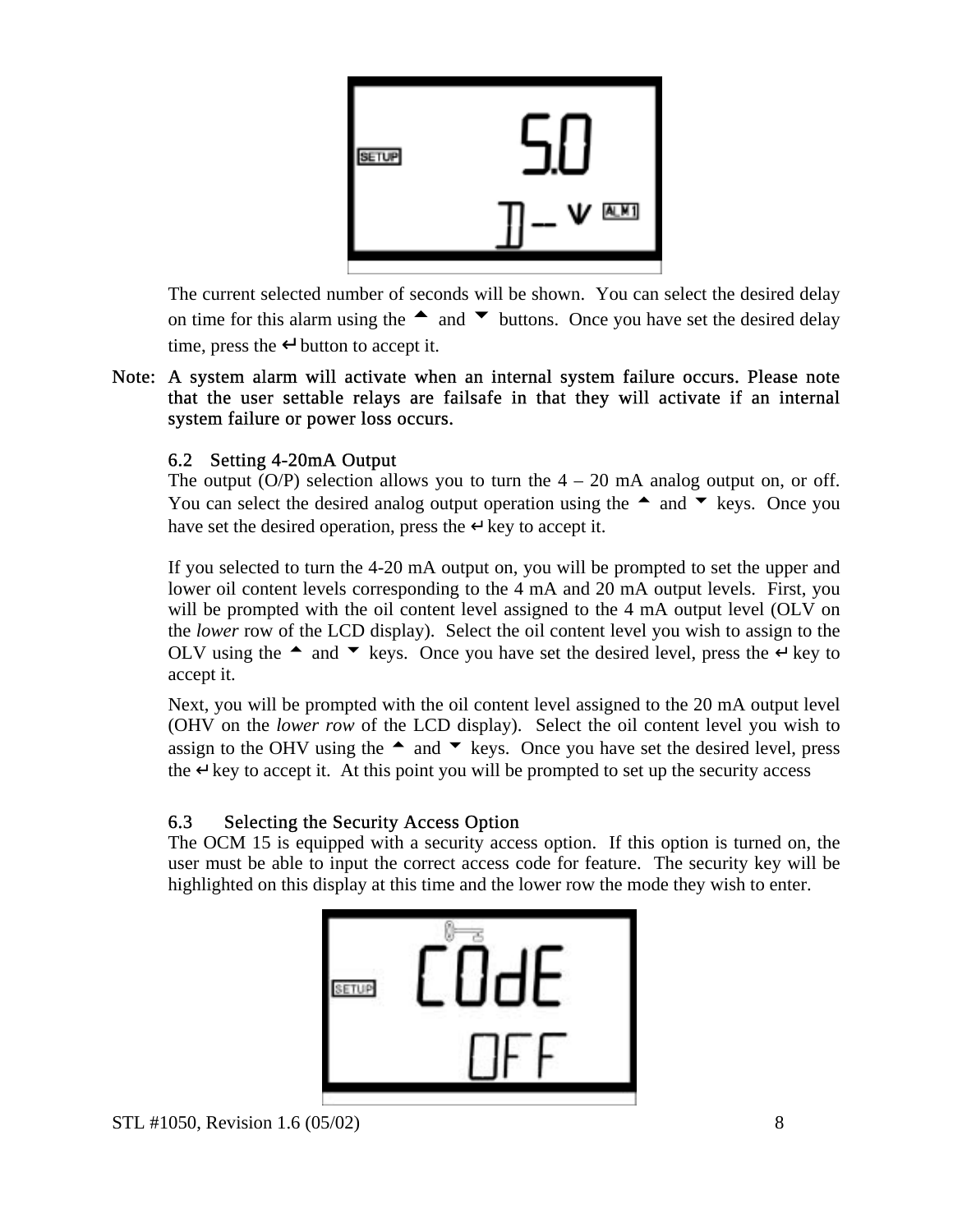The current selected number of seconds will be shown. You can select the desired delay on time for this alarm using the ▲ and ▼ buttons. Once you have set the desired delay time, press the ↵ button to accept it.

**Note:** A system alarm will activate when an internal system failure occurs. Please note that the user settable relays are failsafe in that they will activate if an internal system failure or power loss occurs.

### 6.2 Setting 4-20mA Output

The output (O/P) selection allows you to turn the 4 – 20 mA analog output on, or off. You can select the desired analog output operation using the ▲ and ▼ keys. Once you have set the desired operation, press the ↵ key to accept it.

If you selected to turn the 4-20 mA output on, you will be prompted to set the upper and lower oil content levels corresponding to the 4 mA and 20 mA output levels. First, you will be prompted with the oil content level assigned to the 4 mA output level (OLV on the *lower* row of the LCD display). Select the oil content level you wish to assign to the OLV using the ▲ and ▼ keys. Once you have set the desired level, press the ↵ key to accept it.

Next, you will be prompted with the oil content level assigned to the 20 mA output level (OHV on the *lower row* of the LCD display). Select the oil content level you wish to assign to the OHV using the ▲ and ▼ keys. Once you have set the desired level, press the ↵ key to accept it. At this point you will be prompted to set up the security access

### 6.3 Selecting the Security Access Option

The OCM 15 is equipped with a security access option. If this option is turned on, the user must be able to input the correct access code for feature. The security key will be highlighted on this display at this time and the lower row the mode they wish to enter.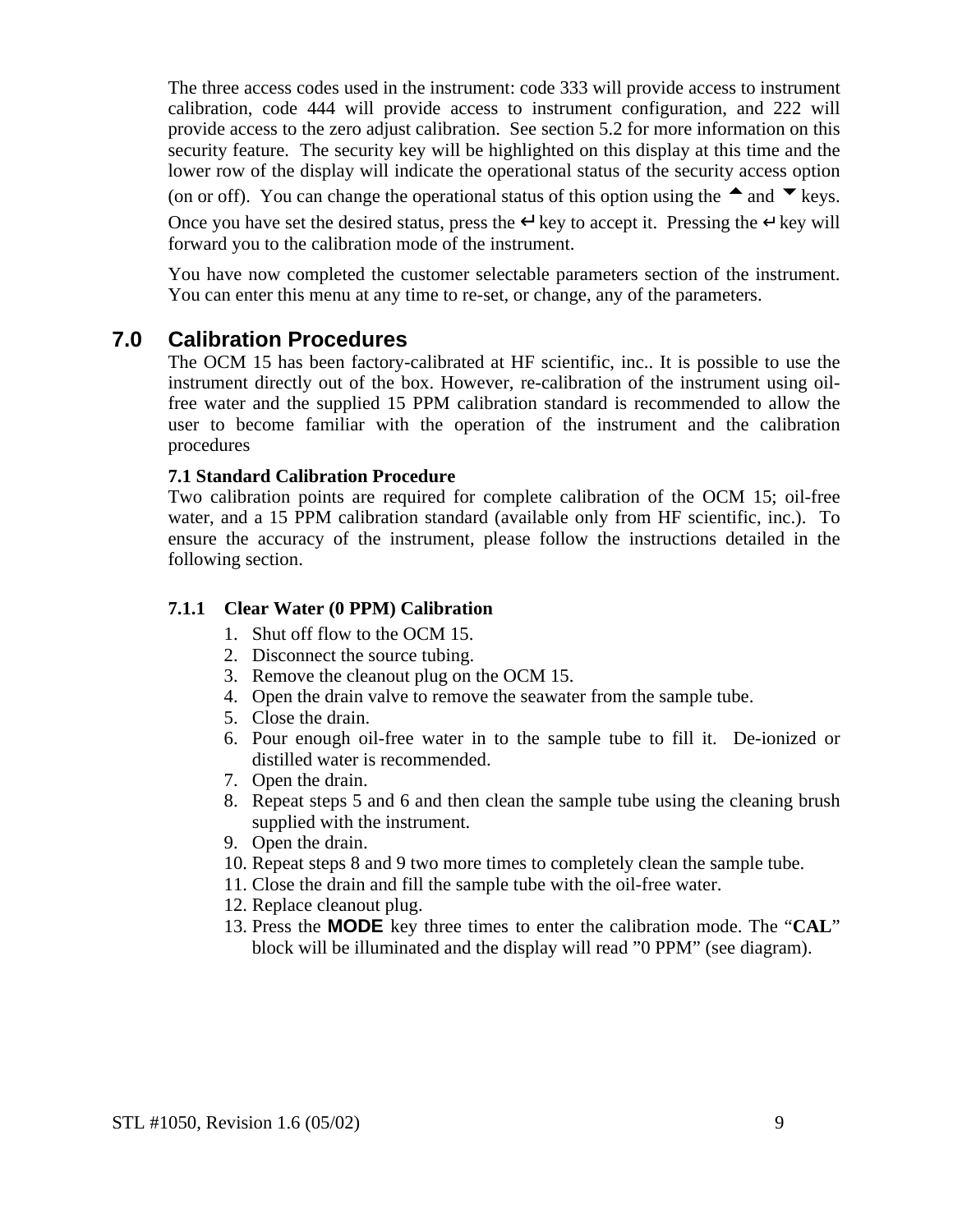The three access codes used in the instrument: code 333 will provide access to instrument calibration, code 444 will provide access to instrument configuration, and 222 will provide access to the zero adjust calibration. See section 5.2 for more information on this security feature. The security key will be highlighted on this display at this time and the lower row of the display will indicate the operational status of the security access option (on or off). You can change the operational status of this option using the ▲ and ▼ keys. Once you have set the desired status, press the ↵ key to accept it. Pressing the ↵ key will forward you to the calibration mode of the instrument.

You have now completed the customer selectable parameters section of the instrument. You can enter this menu at any time to re-set, or change, any of the parameters.

# 7.0 Calibration Procedures

The OCM 15 has been factory-calibrated at HF scientific, inc.. It is possible to use the instrument directly out of the box. However, re-calibration of the instrument using oil-free water and the supplied 15 PPM calibration standard is recommended to allow the user to become familiar with the operation of the instrument and the calibration procedures

## 7.1 Standard Calibration Procedure

Two calibration points are required for complete calibration of the OCM 15; oil-free water, and a 15 PPM calibration standard (available only from HF scientific, inc.). To ensure the accuracy of the instrument, please follow the instructions detailed in the following section.

### 7.1.1 Clear Water (0 PPM) Calibration

1. Shut off flow to the OCM 15.
2. Disconnect the source tubing.
3. Remove the cleanout plug on the OCM 15.
4. Open the drain valve to remove the seawater from the sample tube.
5. Close the drain.
6. Pour enough oil-free water in to the sample tube to fill it. De-ionized or distilled water is recommended.
7. Open the drain.
8. Repeat steps 5 and 6 and then clean the sample tube using the cleaning brush supplied with the instrument.
9. Open the drain.
10. Repeat steps 8 and 9 two more times to completely clean the sample tube.
11. Close the drain and fill the sample tube with the oil-free water.
12. Replace cleanout plug.
13. Press the **MODE** key three times to enter the calibration mode. The "**CAL**" block will be illuminated and the display will read "0 PPM" (see diagram).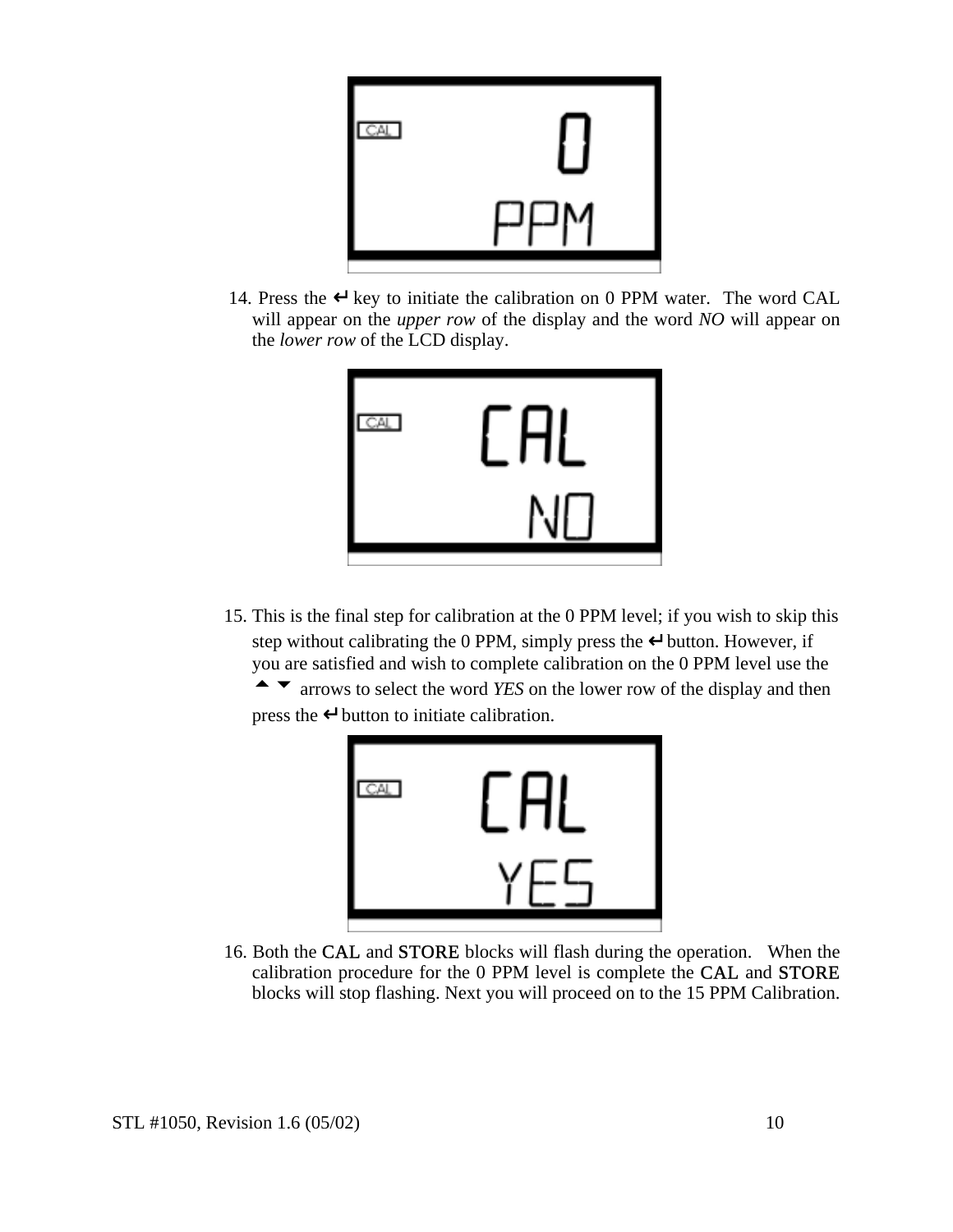14. Press the ↵ key to initiate the calibration on 0 PPM water. The word CAL will appear on the *upper row* of the display and the word *NO* will appear on the *lower row* of the LCD display.

15. This is the final step for calibration at the 0 PPM level; if you wish to skip this step without calibrating the 0 PPM, simply press the ↵ button. However, if you are satisfied and wish to complete calibration on the 0 PPM level use the ▲ ▼ arrows to select the word *YES* on the lower row of the display and then press the ↵ button to initiate calibration.

16. Both the CAL and STORE blocks will flash during the operation. When the calibration procedure for the 0 PPM level is complete the CAL and STORE blocks will stop flashing. Next you will proceed on to the 15 PPM Calibration.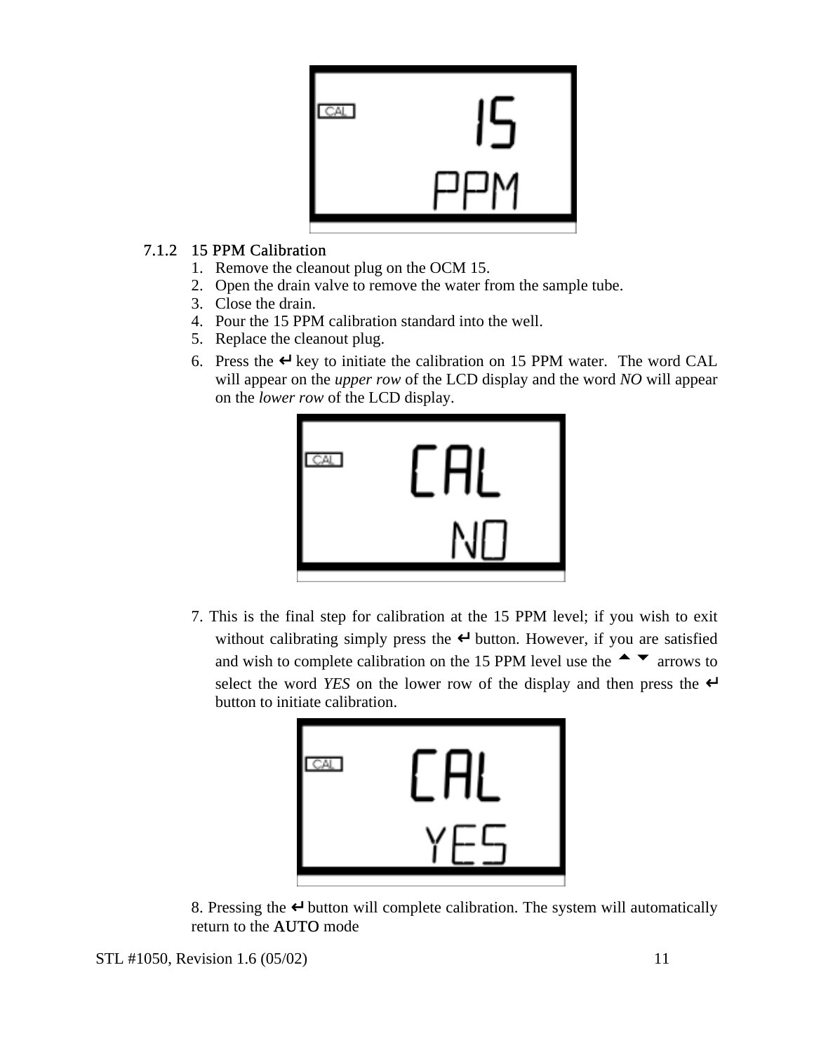### 7.1.2 15 PPM Calibration

1. Remove the cleanout plug on the OCM 15.
2. Open the drain valve to remove the water from the sample tube.
3. Close the drain.
4. Pour the 15 PPM calibration standard into the well.
5. Replace the cleanout plug.
6. Press the ↵ key to initiate the calibration on 15 PPM water. The word CAL will appear on the *upper row* of the LCD display and the word *NO* will appear on the *lower row* of the LCD display.

7. This is the final step for calibration at the 15 PPM level; if you wish to exit without calibrating simply press the ↵ button. However, if you are satisfied and wish to complete calibration on the 15 PPM level use the ▲ ▼ arrows to select the word *YES* on the lower row of the display and then press the ↵ button to initiate calibration.

8. Pressing the ↵ button will complete calibration. The system will automatically return to the AUTO mode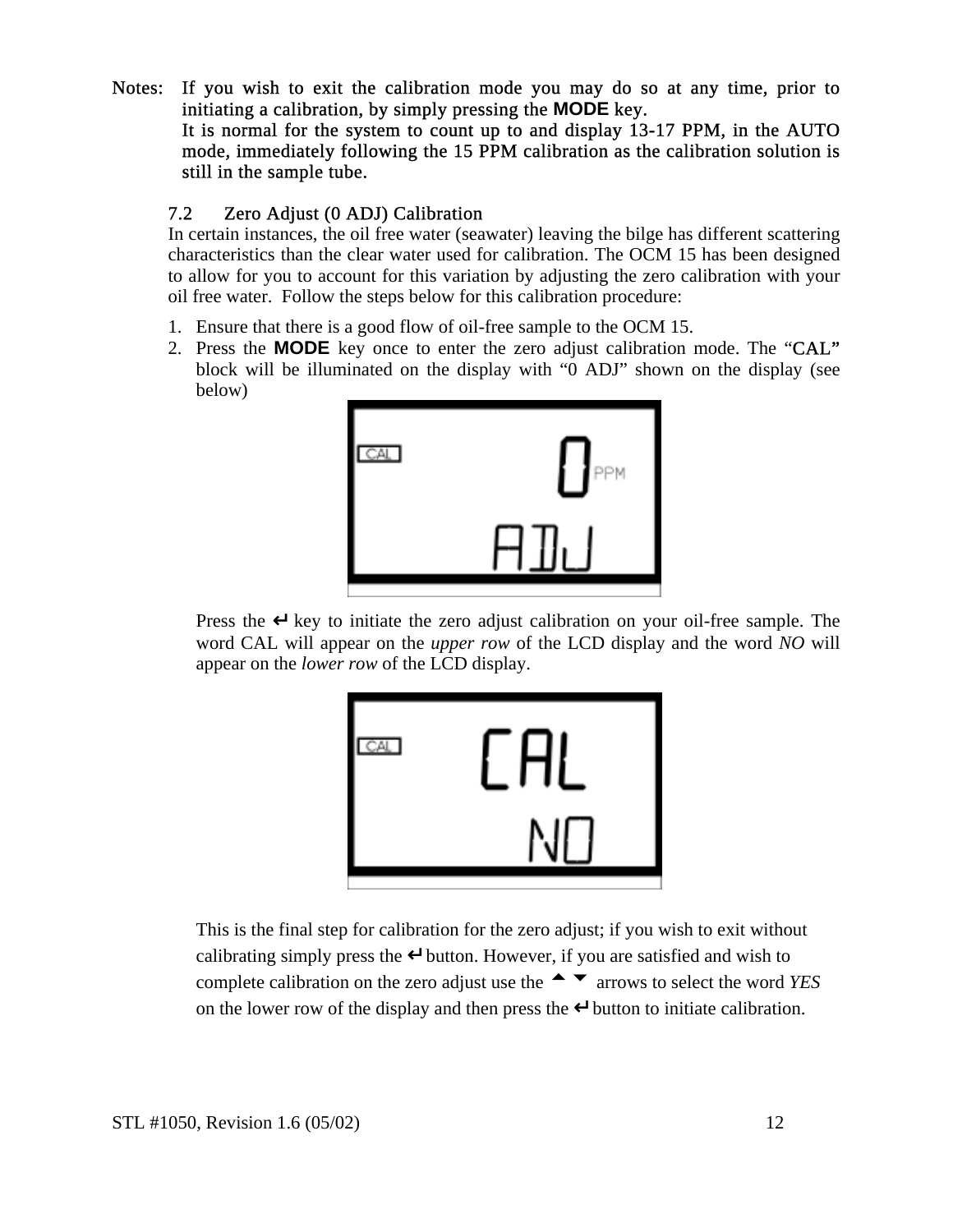Notes: If you wish to exit the calibration mode you may do so at any time, prior to initiating a calibration, by simply pressing the **MODE** key.
It is normal for the system to count up to and display 13-17 PPM, in the AUTO mode, immediately following the 15 PPM calibration as the calibration solution is still in the sample tube.

### 7.2 Zero Adjust (0 ADJ) Calibration

In certain instances, the oil free water (seawater) leaving the bilge has different scattering characteristics than the clear water used for calibration. The OCM 15 has been designed to allow for you to account for this variation by adjusting the zero calibration with your oil free water. Follow the steps below for this calibration procedure:

1. Ensure that there is a good flow of oil-free sample to the OCM 15.
2. Press the **MODE** key once to enter the zero adjust calibration mode. The "CAL" block will be illuminated on the display with "0 ADJ" shown on the display (see below)

   Press the ↵ key to initiate the zero adjust calibration on your oil-free sample. The word CAL will appear on the *upper row* of the LCD display and the word *NO* will appear on the *lower row* of the LCD display.

   This is the final step for calibration for the zero adjust; if you wish to exit without calibrating simply press the ↵ button. However, if you are satisfied and wish to complete calibration on the zero adjust use the ▲ ▼ arrows to select the word *YES* on the lower row of the display and then press the ↵ button to initiate calibration.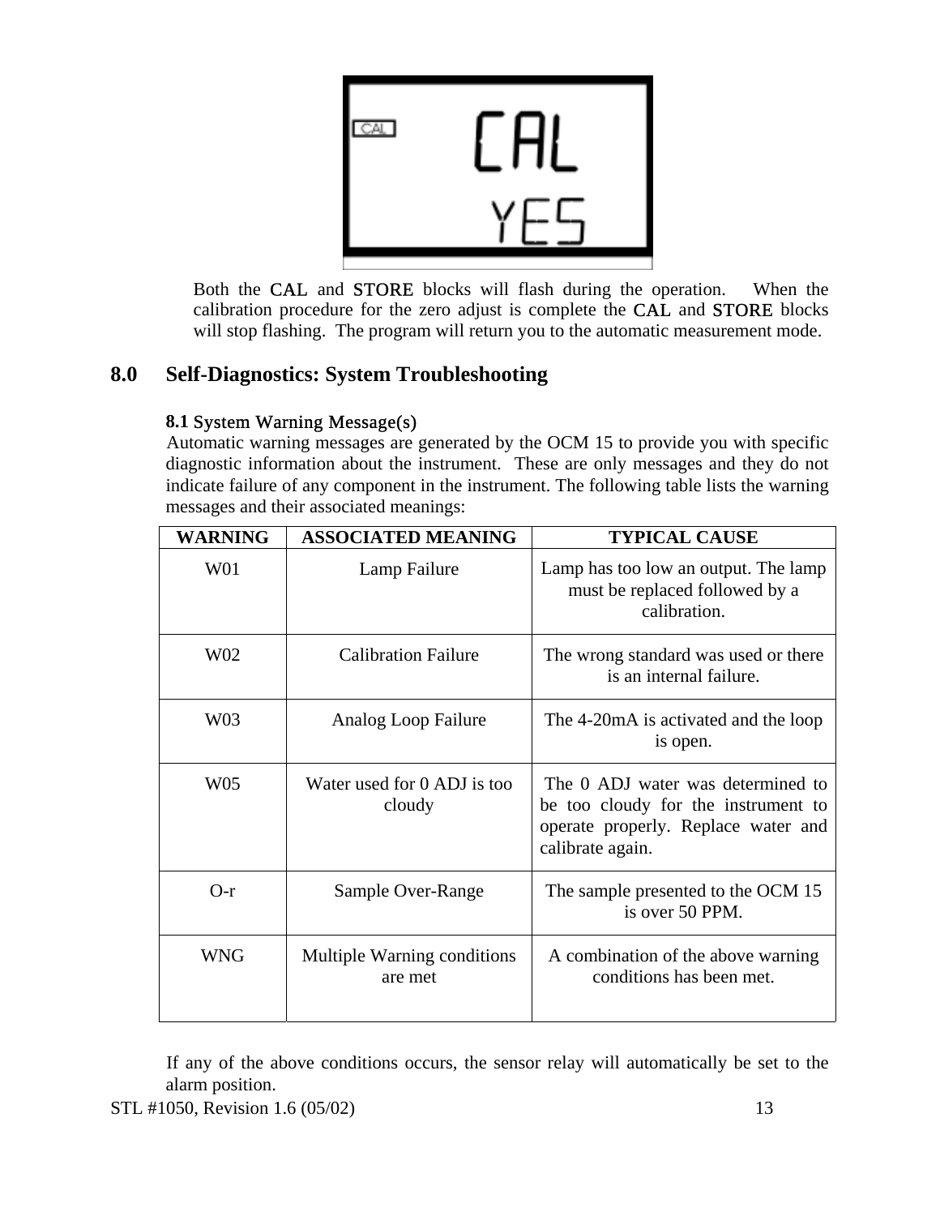Both the CAL and STORE blocks will flash during the operation. When the calibration procedure for the zero adjust is complete the CAL and STORE blocks will stop flashing. The program will return you to the automatic measurement mode.

## 8.0 Self-Diagnostics: System Troubleshooting

### 8.1 System Warning Message(s)

Automatic warning messages are generated by the OCM 15 to provide you with specific diagnostic information about the instrument. These are only messages and they do not indicate failure of any component in the instrument. The following table lists the warning messages and their associated meanings:

| WARNING | ASSOCIATED MEANING | TYPICAL CAUSE |
|---|---|---|
| W01 | Lamp Failure | Lamp has too low an output. The lamp must be replaced followed by a calibration. |
| W02 | Calibration Failure | The wrong standard was used or there is an internal failure. |
| W03 | Analog Loop Failure | The 4-20mA is activated and the loop is open. |
| W05 | Water used for 0 ADJ is too cloudy | The 0 ADJ water was determined to be too cloudy for the instrument to operate properly. Replace water and calibrate again. |
| O-r | Sample Over-Range | The sample presented to the OCM 15 is over 50 PPM. |
| WNG | Multiple Warning conditions are met | A combination of the above warning conditions has been met. |

If any of the above conditions occurs, the sensor relay will automatically be set to the alarm position.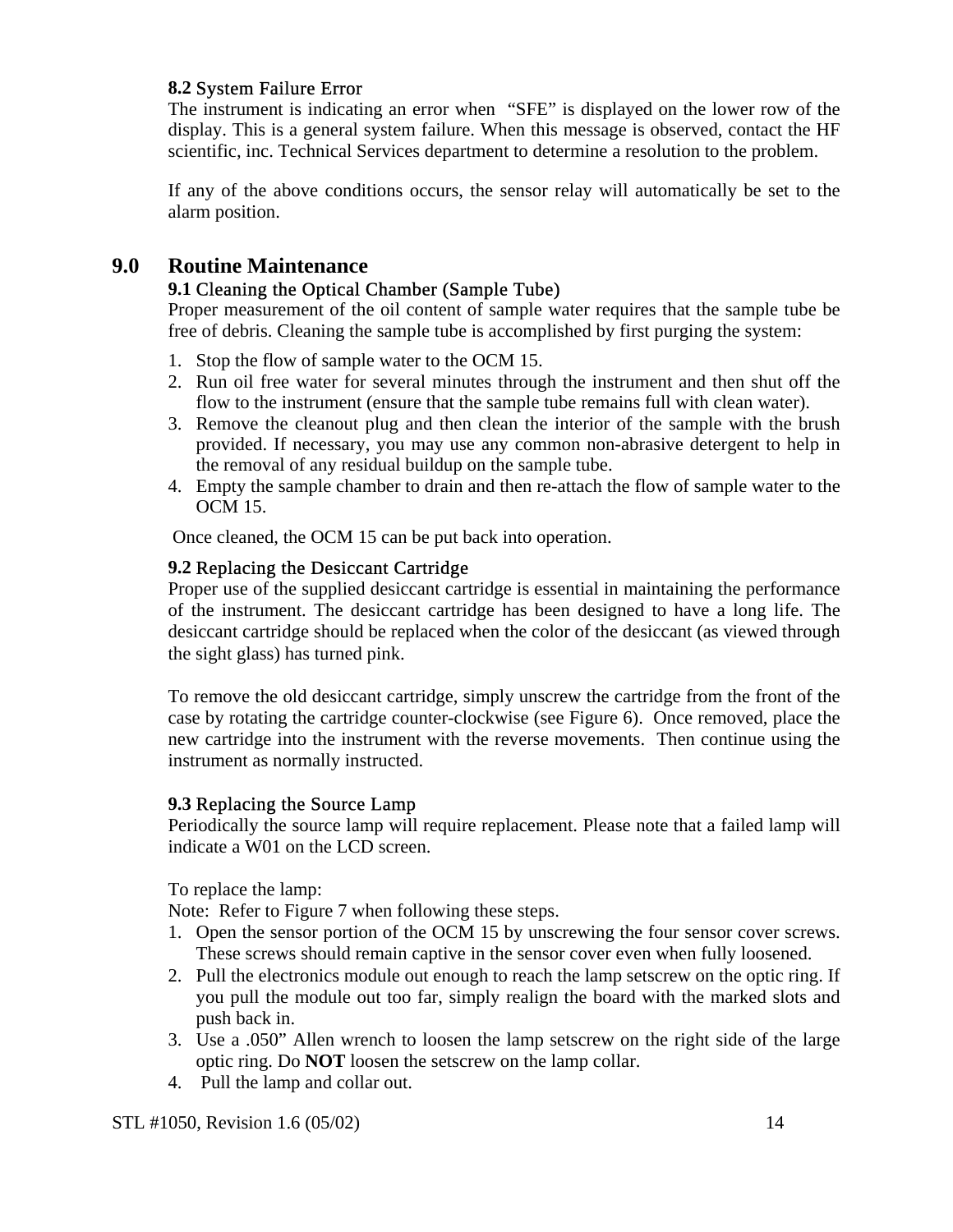### 8.2 System Failure Error

The instrument is indicating an error when "SFE" is displayed on the lower row of the display. This is a general system failure. When this message is observed, contact the HF scientific, inc. Technical Services department to determine a resolution to the problem.

If any of the above conditions occurs, the sensor relay will automatically be set to the alarm position.

## 9.0 Routine Maintenance

### 9.1 Cleaning the Optical Chamber (Sample Tube)

Proper measurement of the oil content of sample water requires that the sample tube be free of debris. Cleaning the sample tube is accomplished by first purging the system:

1. Stop the flow of sample water to the OCM 15.
2. Run oil free water for several minutes through the instrument and then shut off the flow to the instrument (ensure that the sample tube remains full with clean water).
3. Remove the cleanout plug and then clean the interior of the sample with the brush provided. If necessary, you may use any common non-abrasive detergent to help in the removal of any residual buildup on the sample tube.
4. Empty the sample chamber to drain and then re-attach the flow of sample water to the OCM 15.

Once cleaned, the OCM 15 can be put back into operation.

### 9.2 Replacing the Desiccant Cartridge

Proper use of the supplied desiccant cartridge is essential in maintaining the performance of the instrument. The desiccant cartridge has been designed to have a long life. The desiccant cartridge should be replaced when the color of the desiccant (as viewed through the sight glass) has turned pink.

To remove the old desiccant cartridge, simply unscrew the cartridge from the front of the case by rotating the cartridge counter-clockwise (see Figure 6). Once removed, place the new cartridge into the instrument with the reverse movements. Then continue using the instrument as normally instructed.

### 9.3 Replacing the Source Lamp

Periodically the source lamp will require replacement. Please note that a failed lamp will indicate a W01 on the LCD screen.

To replace the lamp:
Note: Refer to Figure 7 when following these steps.

1. Open the sensor portion of the OCM 15 by unscrewing the four sensor cover screws. These screws should remain captive in the sensor cover even when fully loosened.
2. Pull the electronics module out enough to reach the lamp setscrew on the optic ring. If you pull the module out too far, simply realign the board with the marked slots and push back in.
3. Use a .050" Allen wrench to loosen the lamp setscrew on the right side of the large optic ring. Do **NOT** loosen the setscrew on the lamp collar.
4. Pull the lamp and collar out.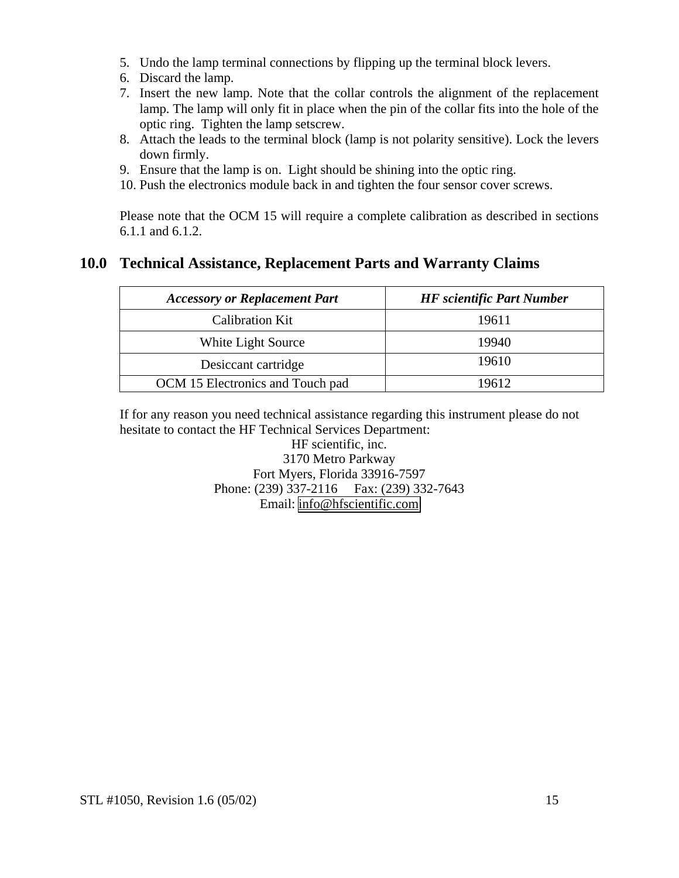5. Undo the lamp terminal connections by flipping up the terminal block levers.
6. Discard the lamp.
7. Insert the new lamp. Note that the collar controls the alignment of the replacement lamp. The lamp will only fit in place when the pin of the collar fits into the hole of the optic ring. Tighten the lamp setscrew.
8. Attach the leads to the terminal block (lamp is not polarity sensitive). Lock the levers down firmly.
9. Ensure that the lamp is on. Light should be shining into the optic ring.
10. Push the electronics module back in and tighten the four sensor cover screws.

Please note that the OCM 15 will require a complete calibration as described in sections 6.1.1 and 6.1.2.

## 10.0 Technical Assistance, Replacement Parts and Warranty Claims

| ***Accessory or Replacement Part*** | ***HF scientific Part Number*** |
|---|---|
| Calibration Kit | 19611 |
| White Light Source | 19940 |
| Desiccant cartridge | 19610 |
| OCM 15 Electronics and Touch pad | 19612 |

If for any reason you need technical assistance regarding this instrument please do not hesitate to contact the HF Technical Services Department:

HF scientific, inc.
3170 Metro Parkway
Fort Myers, Florida 33916-7597
Phone: (239) 337-2116 Fax: (239) 332-7643
Email: info@hfscientific.com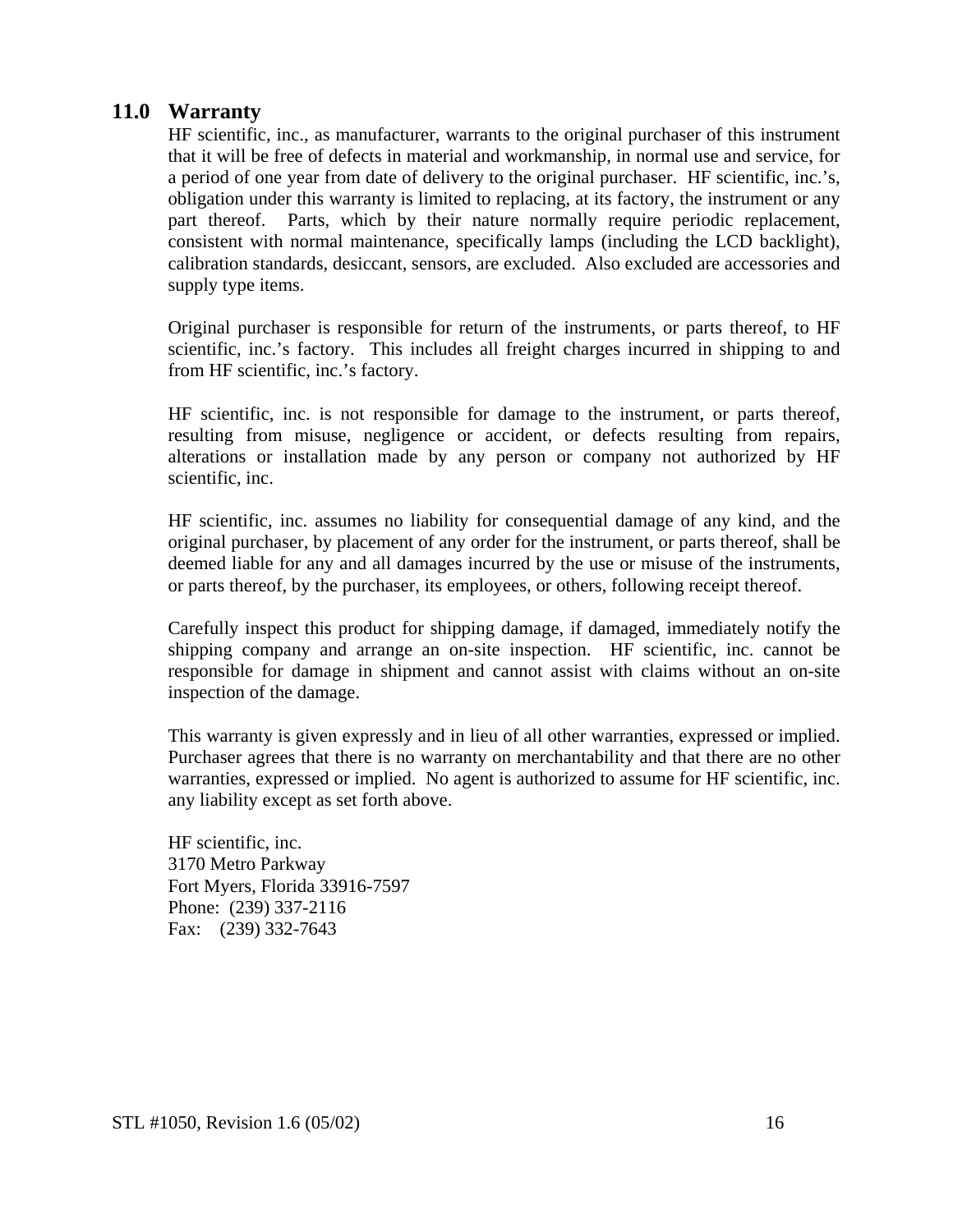## 11.0 Warranty

HF scientific, inc., as manufacturer, warrants to the original purchaser of this instrument that it will be free of defects in material and workmanship, in normal use and service, for a period of one year from date of delivery to the original purchaser. HF scientific, inc.'s, obligation under this warranty is limited to replacing, at its factory, the instrument or any part thereof. Parts, which by their nature normally require periodic replacement, consistent with normal maintenance, specifically lamps (including the LCD backlight), calibration standards, desiccant, sensors, are excluded. Also excluded are accessories and supply type items.

Original purchaser is responsible for return of the instruments, or parts thereof, to HF scientific, inc.'s factory. This includes all freight charges incurred in shipping to and from HF scientific, inc.'s factory.

HF scientific, inc. is not responsible for damage to the instrument, or parts thereof, resulting from misuse, negligence or accident, or defects resulting from repairs, alterations or installation made by any person or company not authorized by HF scientific, inc.

HF scientific, inc. assumes no liability for consequential damage of any kind, and the original purchaser, by placement of any order for the instrument, or parts thereof, shall be deemed liable for any and all damages incurred by the use or misuse of the instruments, or parts thereof, by the purchaser, its employees, or others, following receipt thereof.

Carefully inspect this product for shipping damage, if damaged, immediately notify the shipping company and arrange an on-site inspection. HF scientific, inc. cannot be responsible for damage in shipment and cannot assist with claims without an on-site inspection of the damage.

This warranty is given expressly and in lieu of all other warranties, expressed or implied. Purchaser agrees that there is no warranty on merchantability and that there are no other warranties, expressed or implied. No agent is authorized to assume for HF scientific, inc. any liability except as set forth above.

HF scientific, inc.
3170 Metro Parkway
Fort Myers, Florida 33916-7597
Phone: (239) 337-2116
Fax: (239) 332-7643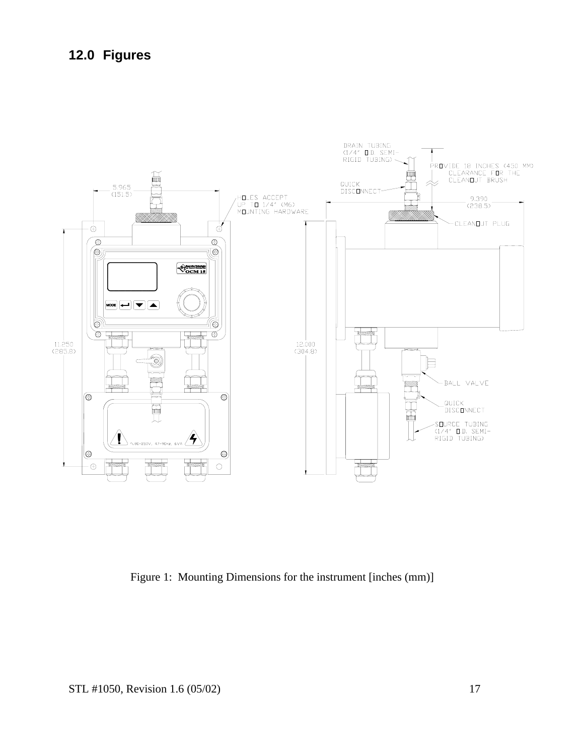## 12.0 Figures

Figure 1: Mounting Dimensions for the instrument [inches (mm)]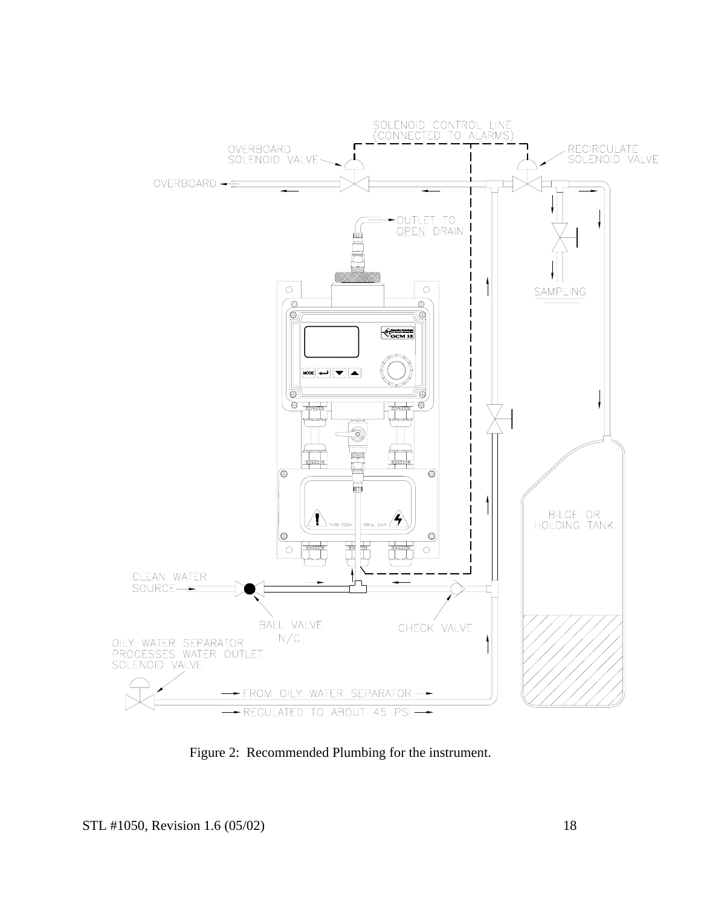Figure 2: Recommended Plumbing for the instrument.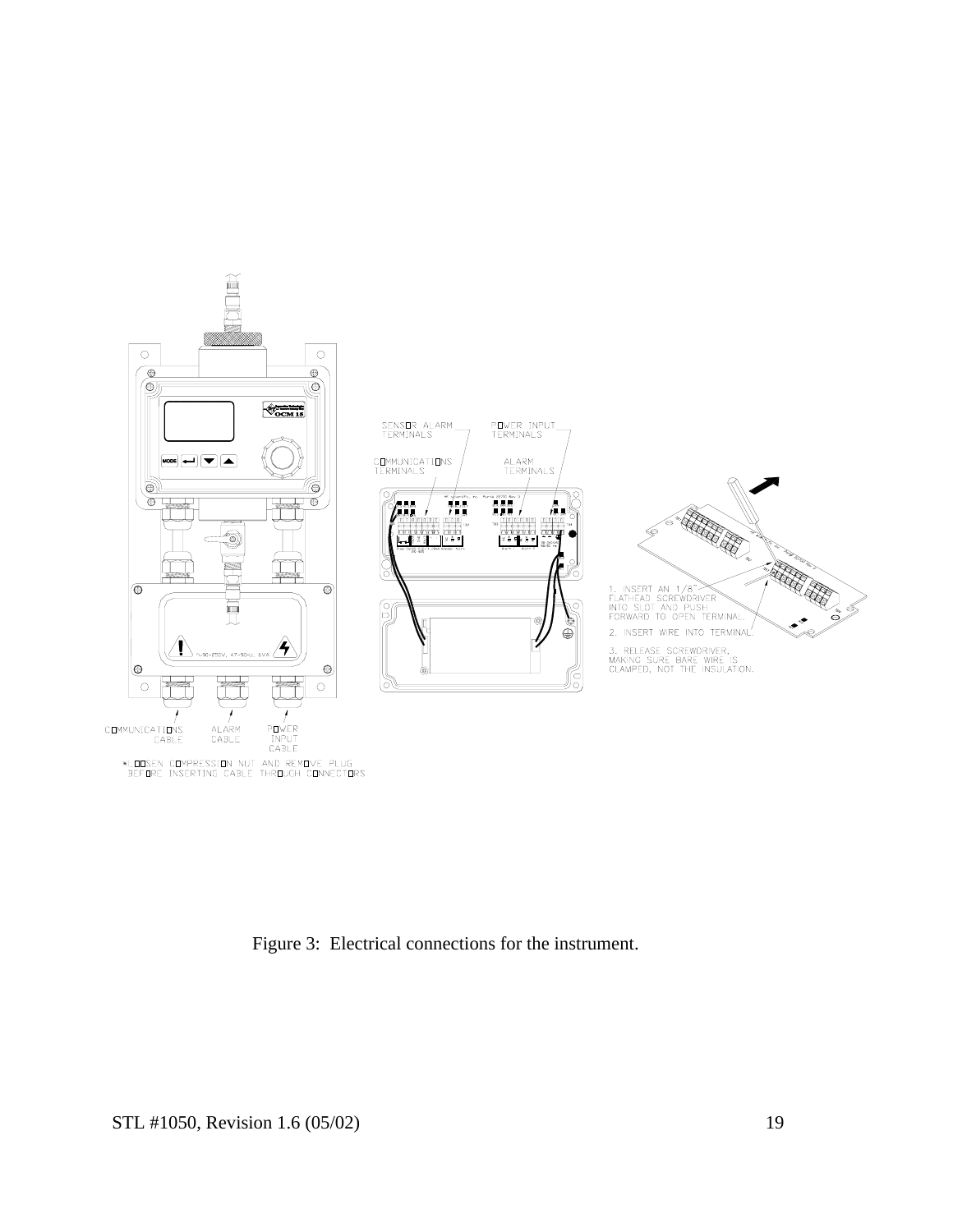Figure 3: Electrical connections for the instrument.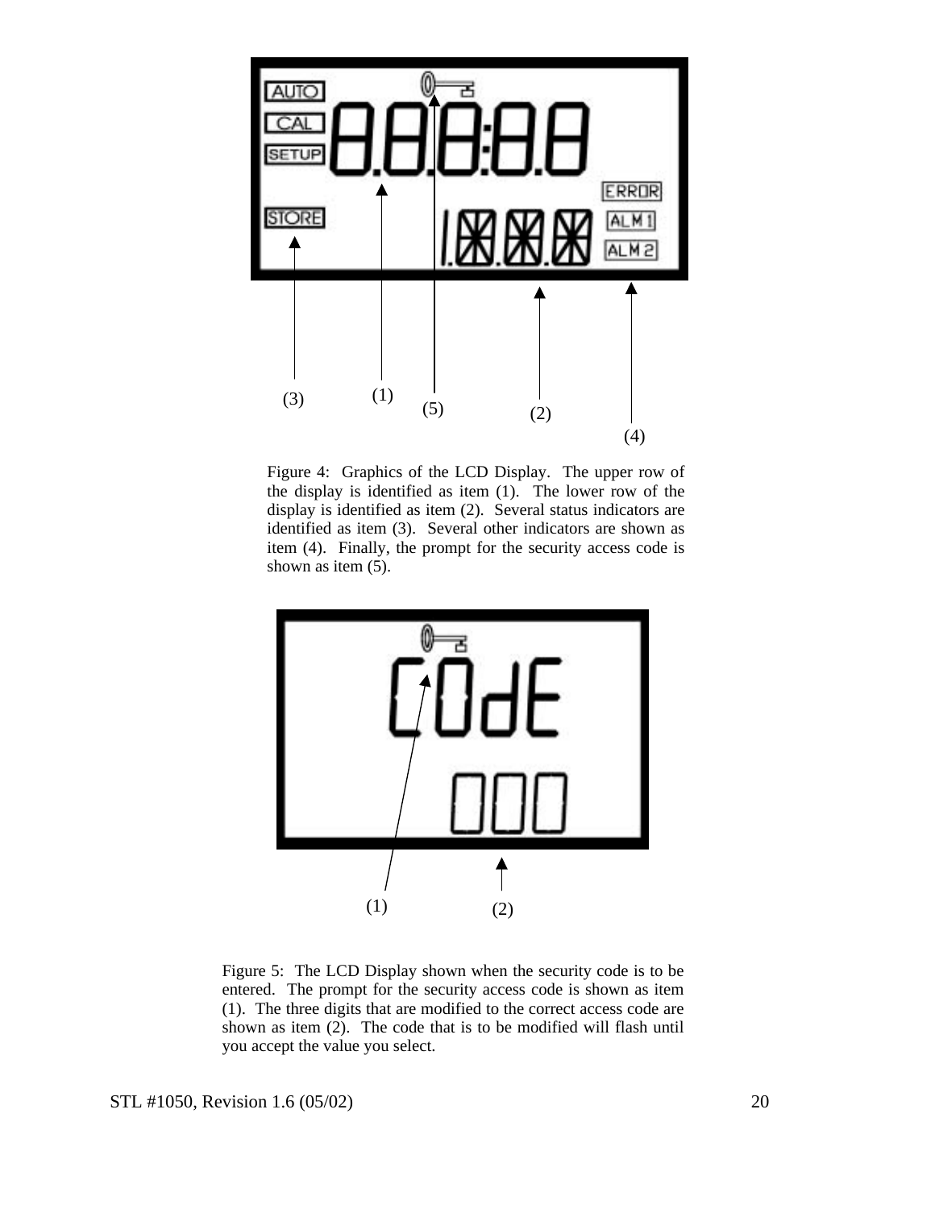Figure 4: Graphics of the LCD Display. The upper row of the display is identified as item (1). The lower row of the display is identified as item (2). Several status indicators are identified as item (3). Several other indicators are shown as item (4). Finally, the prompt for the security access code is shown as item (5).

Figure 5: The LCD Display shown when the security code is to be entered. The prompt for the security access code is shown as item (1). The three digits that are modified to the correct access code are shown as item (2). The code that is to be modified will flash until you accept the value you select.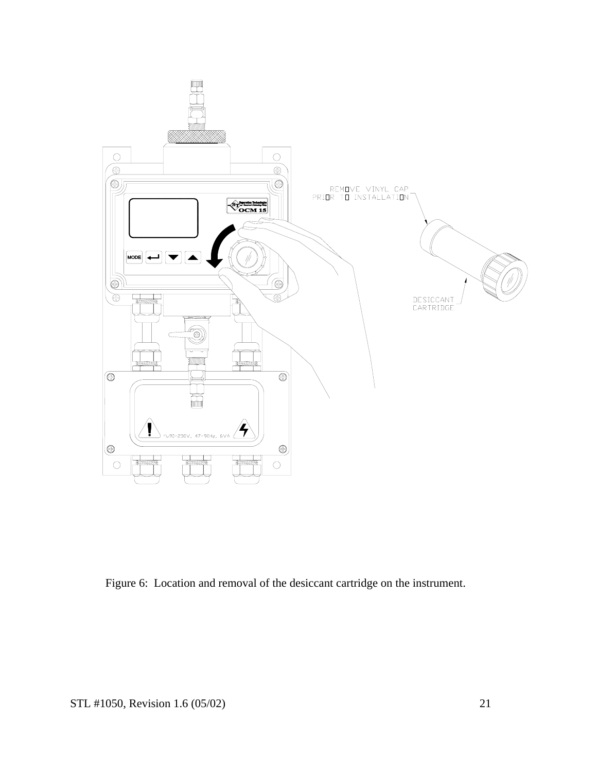Figure 6:  Location and removal of the desiccant cartridge on the instrument.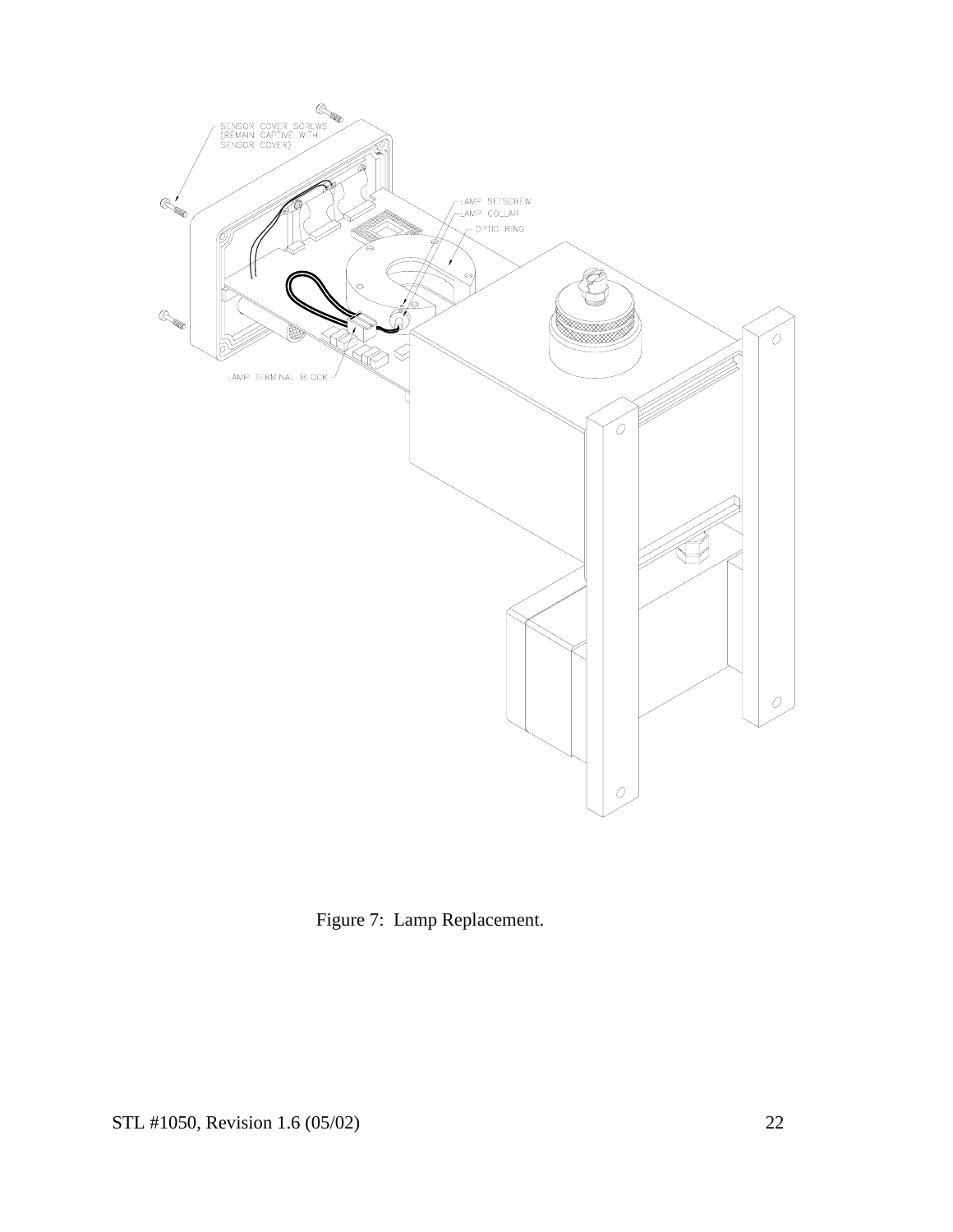Figure 7: Lamp Replacement.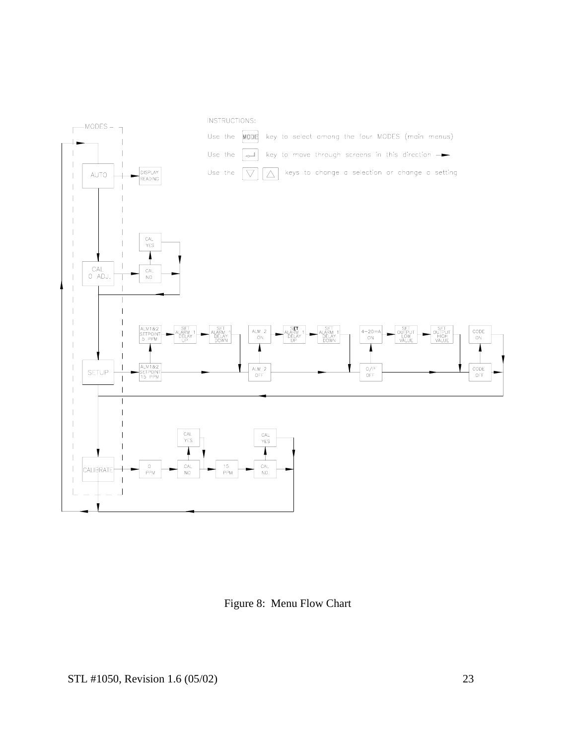INSTRUCTIONS:

Use the MODE key to select among the four MODES (main menus)

Use the ↵ key to move through screens in this direction →

Use the ▽ △ keys to change a selection or change a setting

MODES

AUTO → DISPLAY READING

CAL 0 ADJ. → CAL NO / CAL YES

SETUP → ALM1&2 SETPOINT 15 PPM / ALM1&2 SETPOINT 5 PPM → SET ALARM 1 DELAY UP → SET ALARM 1 DELAY DOWN → ALM 2 OFF / ALM 2 ON → SET ALARM 1 DELAY UP → SET ALARM 1 DELAY DOWN → O/P OFF / 4–20mA ON → SET OUTPUT LOW VALUE → SET OUTPUT HIGH VALUE → CODE OFF / CODE ON

CALIBRATE → 0 PPM → CAL NO / CAL YES → 15 PPM → CAL NO / CAL YES

Figure 8: Menu Flow Chart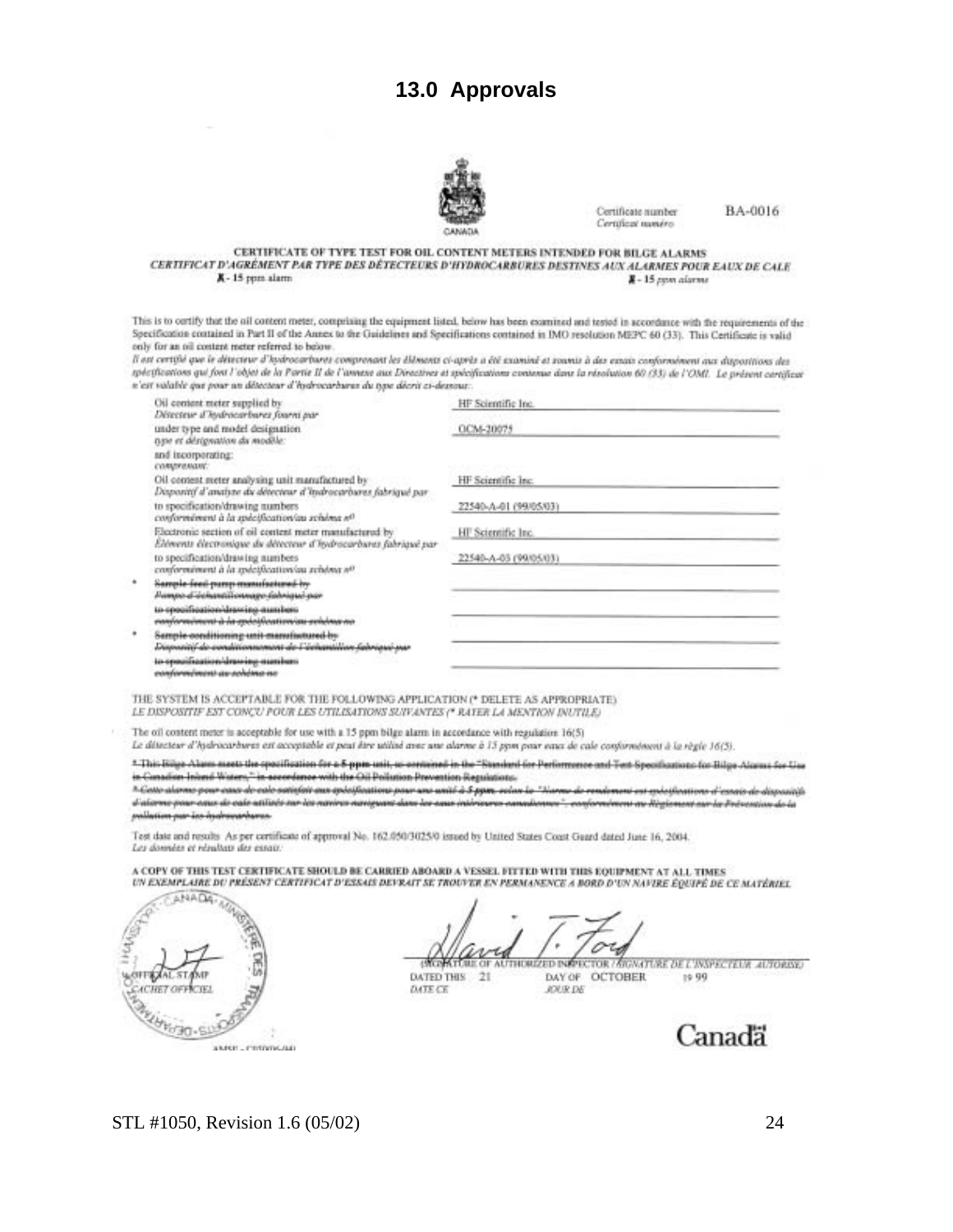# 13.0 Approvals

CANADA

Certificate number / *Certificat numéro* BA-0016

**CERTIFICATE OF TYPE TEST FOR OIL CONTENT METERS INTENDED FOR BILGE ALARMS**
***CERTIFICAT D'AGRÉMENT PAR TYPE DES DÉTECTEURS D'HYDROCARBURES DESTINES AUX ALARMES POUR EAUX DE CALE***

X - 15 ppm alarm — *X - 15 ppm alarme*

This is to certify that the oil content meter, comprising the equipment listed, below has been examined and tested in accordance with the requirements of the Specification contained in Part II of the Annex to the Guidelines and Specifications contained in IMO resolution MEPC 60 (33). This Certificate is valid only for an oil content meter referred to below.
*Il est certifié que le détecteur d'hydrocarbures comprenant les éléments ci-après a été examiné et soumis à des essais conformément aux dispositions des spécifications qui font l'objet de la Partie II de l'annexe aux Directives et spécifications contenue dans la résolution 60 (33) de l'OMI. Le présent certificat n'est valable que pour un détecteur d'hydrocarbures du type décrit ci-dessous:*

| | |
|---|---|
| Oil content meter supplied by / *Détecteur d'hydrocarbures fourni par* | HF Scientific Inc. |
| under type and model designation / *type et désignation du modèle:* | OCM-20075 |
| and incorporating: / *comprenant:* | |
| Oil content meter analysing unit manufactured by / *Dispositif d'analyse du détecteur d'hydrocarbures fabriqué par* | HF Scientific Inc. |
| to specification/drawing numbers / *conformément à la spécification/au schéma n°* | 22540-A-01 (99/05/03) |
| Electronic section of oil content meter manufactured by / *Éléments électronique du détecteur d'hydrocarbures fabriqué par* | HF Scientific Inc. |
| to specification/drawing numbers / *conformément à la spécification/au schéma n°* | 22540-A-03 (99/05/03) |
| * ~~Sample feed pump manufactured by / *Pompe d'échantillonnage fabriqué par*~~ | |
| ~~to specification/drawing numbers / *conformément à la spécification/au schéma no*~~ | |
| * ~~Sample conditioning unit manufactured by / *Dispositif de conditionnement de l'échantillon fabriqué par*~~ | |
| ~~to specification/drawing numbers / *conformément au schéma no*~~ | |

THE SYSTEM IS ACCEPTABLE FOR THE FOLLOWING APPLICATION (* DELETE AS APPROPRIATE)
*LE DISPOSITIF EST CONÇU POUR LES UTILISATIONS SUIVANTES (* RAYER LA MENTION INUTILE)*

The oil content meter is acceptable for use with a 15 ppm bilge alarm in accordance with regulation 16(5)
*Le détecteur d'hydrocarbures est acceptable et peut être utilisé avec une alarme à 15 ppm pour eaux de cale conformément à la règle 16(5).*

~~* This Bilge Alarm meets the specification for a 5 ppm unit, as contained in the "Standard for Performance and Test Specifications for Bilge Alarms for Use in Canadian Inland Waters", in accordance with the Oil Pollution Prevention Regulations.~~
~~* *Cette alarme pour eaux de cale satisfait aux spécifications pour une unité à 5 ppm, selon la "Norme de rendement et spécifications d'essais de dispositifs d'alarme pour eaux de cale utilisés sur les navires naviguant dans les eaux intérieures canadiennes", conformément au Règlement sur la Prévention de la pollution par les hydrocarbures.*~~

Test date and results: As per certificate of approval No. 162.050/3025/0 issued by United States Coast Guard dated June 16, 2004.
*Les données et résultats des essais:*

A COPY OF THIS TEST CERTIFICATE SHOULD BE CARRIED ABOARD A VESSEL FITTED WITH THIS EQUIPMENT AT ALL TIMES
*UN EXEMPLAIRE DU PRÉSENT CERTIFICAT D'ESSAIS DEVRAIT SE TROUVER EN PERMANENCE A BORD D'UN NAVIRE ÉQUIPÉ DE CE MATÉRIEL*

OFFICIAL STAMP / *CACHET OFFICIEL* — Transport Canada

(SIGNATURE OF AUTHORIZED INSPECTOR / *SIGNATURE DE L'INSPECTEUR AUTORISÉ*)

DATED THIS / *DATE CE* 21 DAY OF / *JOUR DE* OCTOBER 19 99

AMSE - CS0006-041

Canadä

STL #1050, Revision 1.6 (05/02)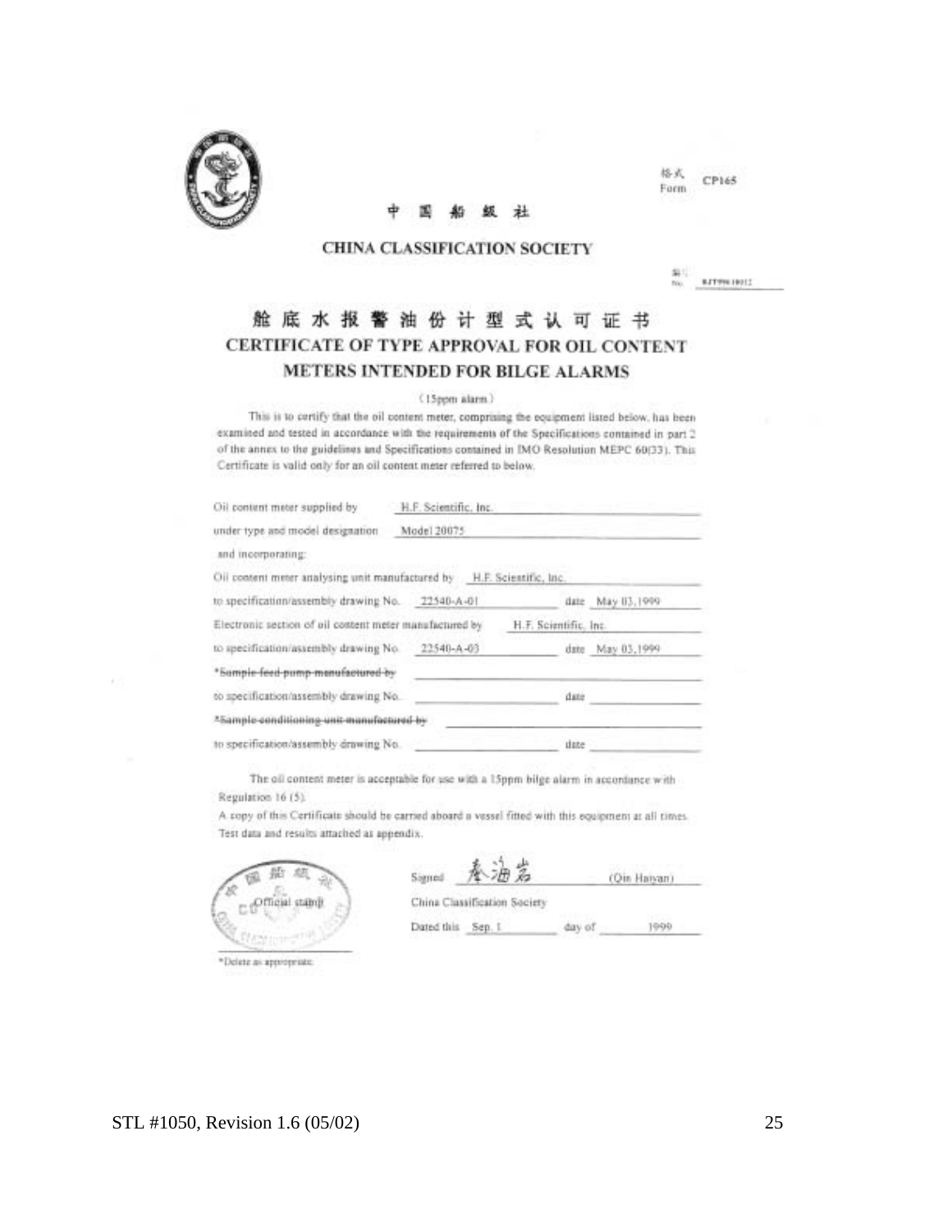格式 Form CP165

中 国 船 级 社

**CHINA CLASSIFICATION SOCIETY**

编号 No. BJT99618012

# 舱底水报警油份计型式认可证书

# CERTIFICATE OF TYPE APPROVAL FOR OIL CONTENT METERS INTENDED FOR BILGE ALARMS

(15ppm alarm)

This is to certify that the oil content meter, comprising the equipment listed below, has been examined and tested in accordance with the requirements of the Specifications contained in part 2 of the annex to the guidelines and Specifications contained in IMO Resolution MEPC 60(33). This Certificate is valid only for an oil content meter referred to below.

Oil content meter supplied by H.F. Scientific, Inc.

under type and model designation Model 20075

and incorporating:

Oil content meter analysing unit manufactured by H.F. Scientific, Inc.

to specification/assembly drawing No. 22540-A-01 date May 03,1999

Electronic section of oil content meter manufactured by H.F. Scientific, Inc.

to specification/assembly drawing No. 22540-A-03 date May 03,1999

~~*Sample feed pump manufactured by~~

to specification/assembly drawing No. date

~~*Sample conditioning unit manufactured by~~

to specification/assembly drawing No. date

The oil content meter is acceptable for use with a 15ppm bilge alarm in accordance with Regulation 16 (5).

A copy of this Certificate should be carried aboard a vessel fitted with this equipment at all times.

Test data and results attached as appendix.

Official stamp

Signed 秦海岩 (Qin Haiyan)

China Classification Society

Dated this Sep. 1 day of 1999

*Delete as appropriate

STL #1050, Revision 1.6 (05/02)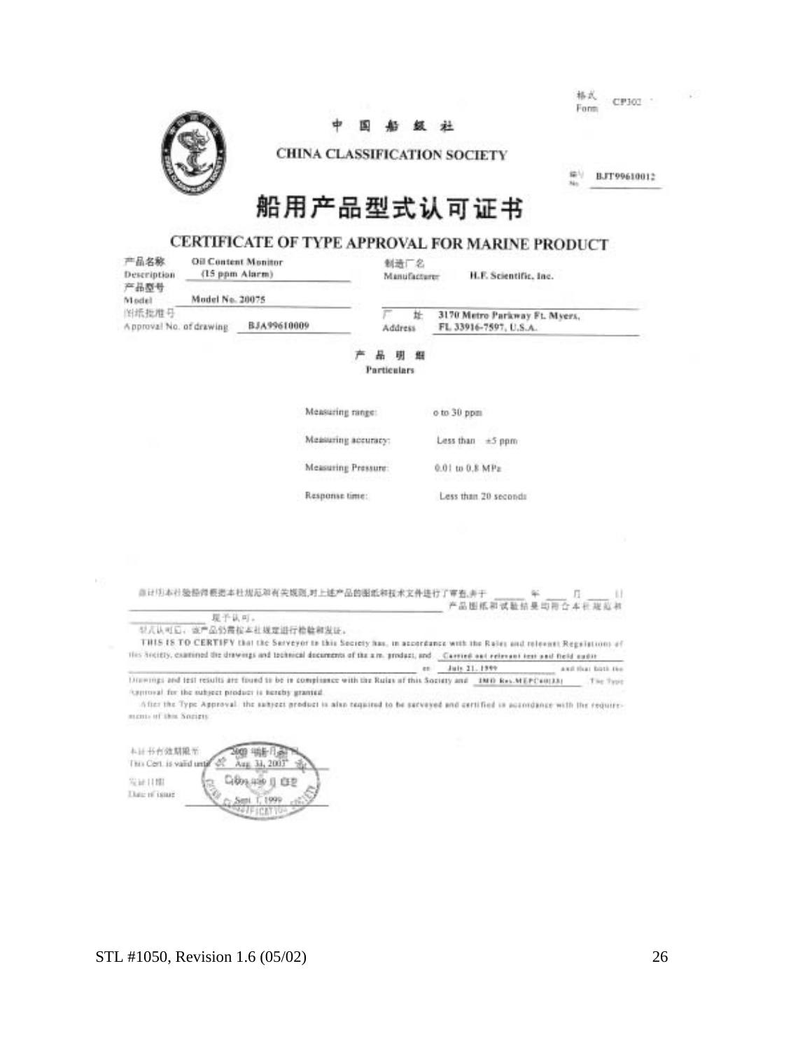格式
Form CP302

中国船级社

CHINA CLASSIFICATION SOCIETY

编号
No. BJT99610012

# 船用产品型式认可证书

## CERTIFICATE OF TYPE APPROVAL FOR MARINE PRODUCT

| | | | |
|---|---|---|---|
| 产品名称 Description | Oil Content Monitor (15 ppm Alarm) | 制造厂名 Manufacturer | H.F. Scientific, Inc. |
| 产品型号 Model | Model No. 20075 | | |
| 图纸批准号 Approval No. of drawing | BJA99610009 | 厂址 Address | 3170 Metro Parkway Ft. Myers, FL 33916-7597, U.S.A. |

产品明细
**Particulars**

| | |
|---|---|
| Measuring range: | o to 30 ppm |
| Measuring accuracy: | Less than ±5 ppm |
| Measuring Pressure: | 0.01 to 0.8 MPa |
| Response time: | Less than 20 seconds |

兹证明本社验船师根据本社规范和有关规则,对上述产品的图纸和技术文件进行了审查,并于 ____ 年 ____ 月 ____ 日 ____ 产品图纸和试验结果均符合本社规范和 ____ 现予认可。
型式认可后,该产品仍需按本社规定进行检验和发证。

THIS IS TO CERTIFY that the Surveyor to this Society has, in accordance with the Rules and relevant Regulations of this Society, examined the drawings and technical documents of the a.m. product, and Carried out relevant test and field audit on July 21, 1999 and that both the Drawings and test results are found to be in compliance with the Rules of this Society and IMO Res.MEPC60(33). The Type Approval for the subject product is hereby granted.

After the Type Approval, the subject product is also required to be surveyed and certified in accordance with the requirements of this Society.

本证书有效期限至 This Cert. is valid until: 2003 年 8 月 31 日 Aug. 31, 2003

发证日期 Date of issue: 1999 年 9 月 1 日 Sept. 1, 1999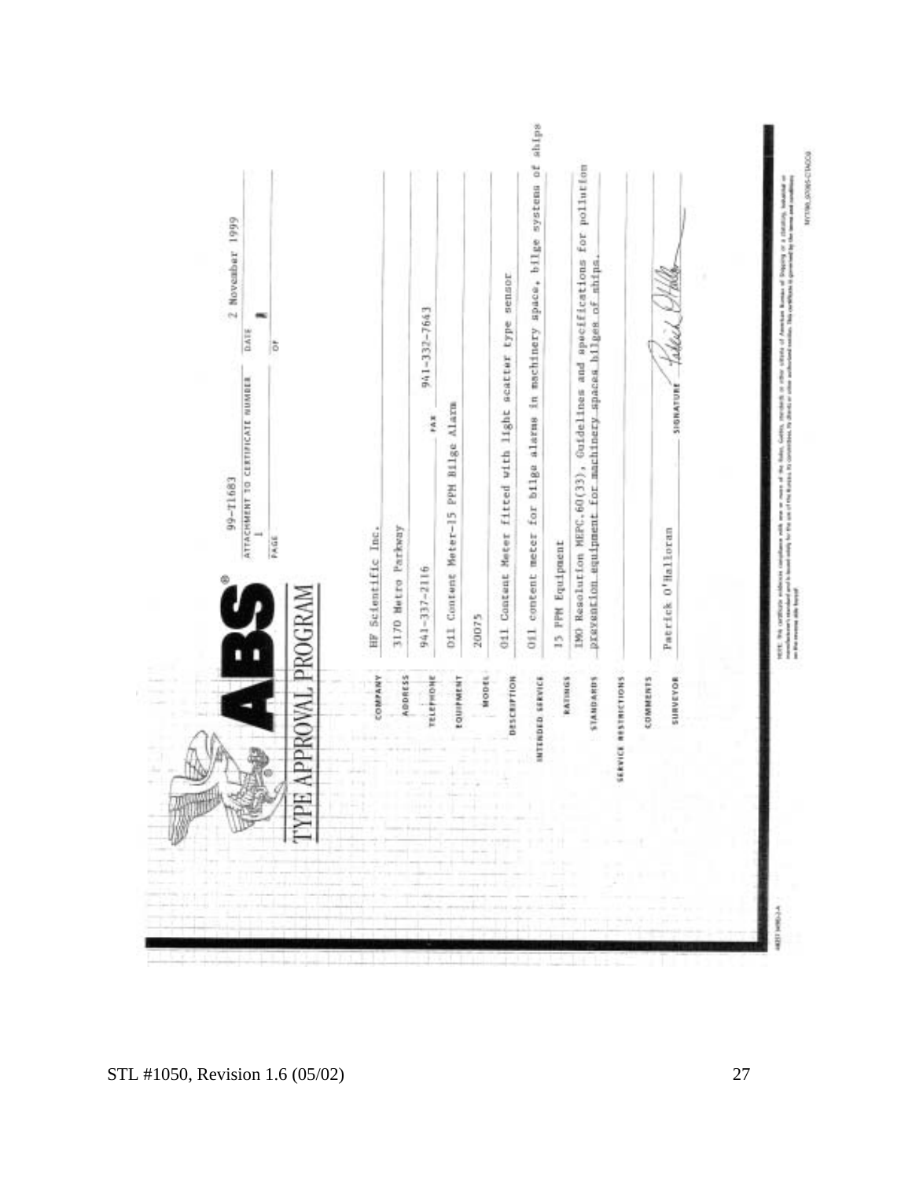# ABS® TYPE APPROVAL PROGRAM

99-T1683

ATTACHMENT TO CERTIFICATE NUMBER

DATE: 2 November 1999

PAGE: 1 OF 1

| | |
|---|---|
| COMPANY | HF Scientific Inc. |
| ADDRESS | 3170 Metro Parkway |
| TELEPHONE | 941-337-2116 FAX 941-332-7643 |
| EQUIPMENT | Oil Content Meter-15 PPM Bilge Alarm |
| MODEL | 20075 |
| DESCRIPTION | Oil Content Meter fitted with light scatter type sensor |
| INTENDED SERVICE | Oil content meter for bilge alarms in machinery space, bilge systems of ships |
| RATINGS | 15 PPM Equipment |
| STANDARDS | IMO Resolution MEPC.60(33), Guidelines and specifications for pollution prevention equipment for machinery spaces bilges of ships. |
| SERVICE RESTRICTIONS | |
| COMMENTS | |
| SURVEYOR | Patrick O'Halloran SIGNATURE |

NOTE: This certificate evidences compliance with one or more of the Rules, Guides, standards or other criteria of American Bureau of Shipping or a statutory, industrial or manufacturer's standard and is issued solely for the use of the Bureau, its committees, its clients or other authorized entities. This certificate is governed by the terms and conditions on the reverse side hereof.

STL #1050, Revision 1.6 (05/02)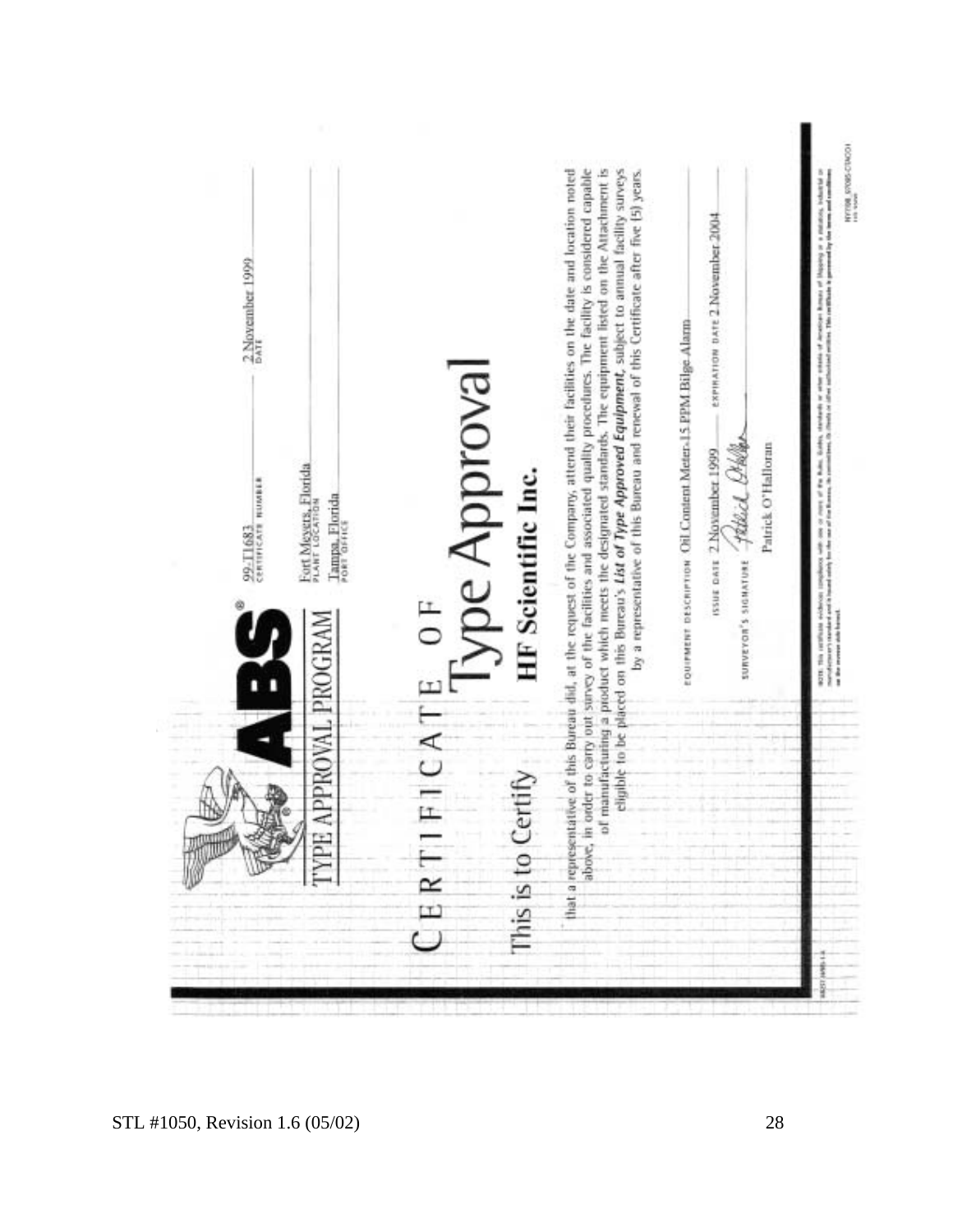**ABS** ®

TYPE APPROVAL PROGRAM

99-T1683
CERTIFICATE NUMBER

2 November 1999
DATE

Fort Meyers, Florida
PLANT LOCATION

Tampa, Florida
PORT OFFICE

# CERTIFICATE OF Type Approval

This is to Certify

## HF Scientific Inc.

that a representative of this Bureau did, at the request of the Company, attend their facilities on the date and location noted above, in order to carry out survey of the facilities and associated quality procedures. The facility is considered capable of manufacturing a product which meets the designated standards. The equipment listed on the Attachment is eligible to be placed on this Bureau's ***List of Type Approved Equipment***, subject to annual facility surveys by a representative of this Bureau and renewal of this Certificate after five (5) years.

EQUIPMENT DESCRIPTION Oil Content Meter-15 PPM Bilge Alarm

ISSUE DATE 2 November 1999 EXPIRATION DATE 2 November 2004

SURVEYOR'S SIGNATURE

Patrick O'Halloran

NOTE: This certificate evidences compliance with one or more of the Rules, Guides, standards or other criteria of American Bureau of Shipping or a statutory, industrial or manufacturer's standard and is issued solely for the use of the Bureau, its committees, its clients or other authorized entities. This certificate is governed by the terms and conditions on the reverse side hereof.

NY708_97085-C9KOO1

STL #1050, Revision 1.6 (05/02)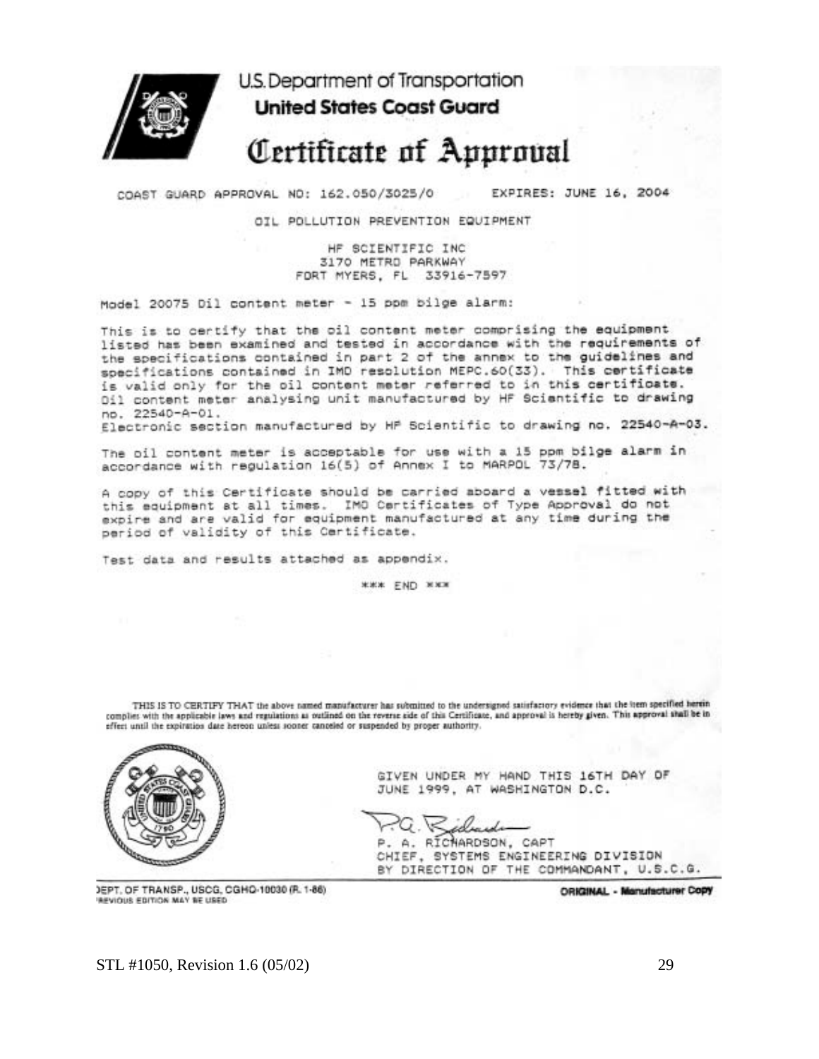U.S. Department of Transportation

**United States Coast Guard**

# Certificate of Approval

COAST GUARD APPROVAL NO: 162.050/3025/0 EXPIRES: JUNE 16, 2004

OIL POLLUTION PREVENTION EQUIPMENT

HF SCIENTIFIC INC
3170 METRO PARKWAY
FORT MYERS, FL 33916-7597

Model 20075 Oil content meter - 15 ppm bilge alarm:

This is to certify that the oil content meter comprising the equipment listed has been examined and tested in accordance with the requirements of the specifications contained in part 2 of the annex to the guidelines and specifications contained in IMO resolution MEPC.60(33). This certificate is valid only for the oil content meter referred to in this certificate. Oil content meter analysing unit manufactured by HF Scientific to drawing no. 22540-A-01.
Electronic section manufactured by HF Scientific to drawing no. 22540-A-03.

The oil content meter is acceptable for use with a 15 ppm bilge alarm in accordance with regulation 16(5) of Annex I to MARPOL 73/78.

A copy of this Certificate should be carried aboard a vessel fitted with this equipment at all times. IMO Certificates of Type Approval do not expire and are valid for equipment manufactured at any time during the period of validity of this Certificate.

Test data and results attached as appendix.

*** END ***

THIS IS TO CERTIFY THAT the above named manufacturer has submitted to the undersigned satisfactory evidence that the item specified herein complies with the applicable laws and regulations as outlined on the reverse side of this Certificate, and approval is hereby given. This approval shall be in effect until the expiration date hereon unless sooner canceled or suspended by proper authority.

GIVEN UNDER MY HAND THIS 16TH DAY OF JUNE 1999, AT WASHINGTON D.C.

P. A. RICHARDSON, CAPT
CHIEF, SYSTEMS ENGINEERING DIVISION
BY DIRECTION OF THE COMMANDANT, U.S.C.G.

DEPT. OF TRANSP., USCG, CGHQ-10030 (R. 1-86)
PREVIOUS EDITION MAY BE USED

ORIGINAL - Manufacturer Copy

STL #1050, Revision 1.6 (05/02)